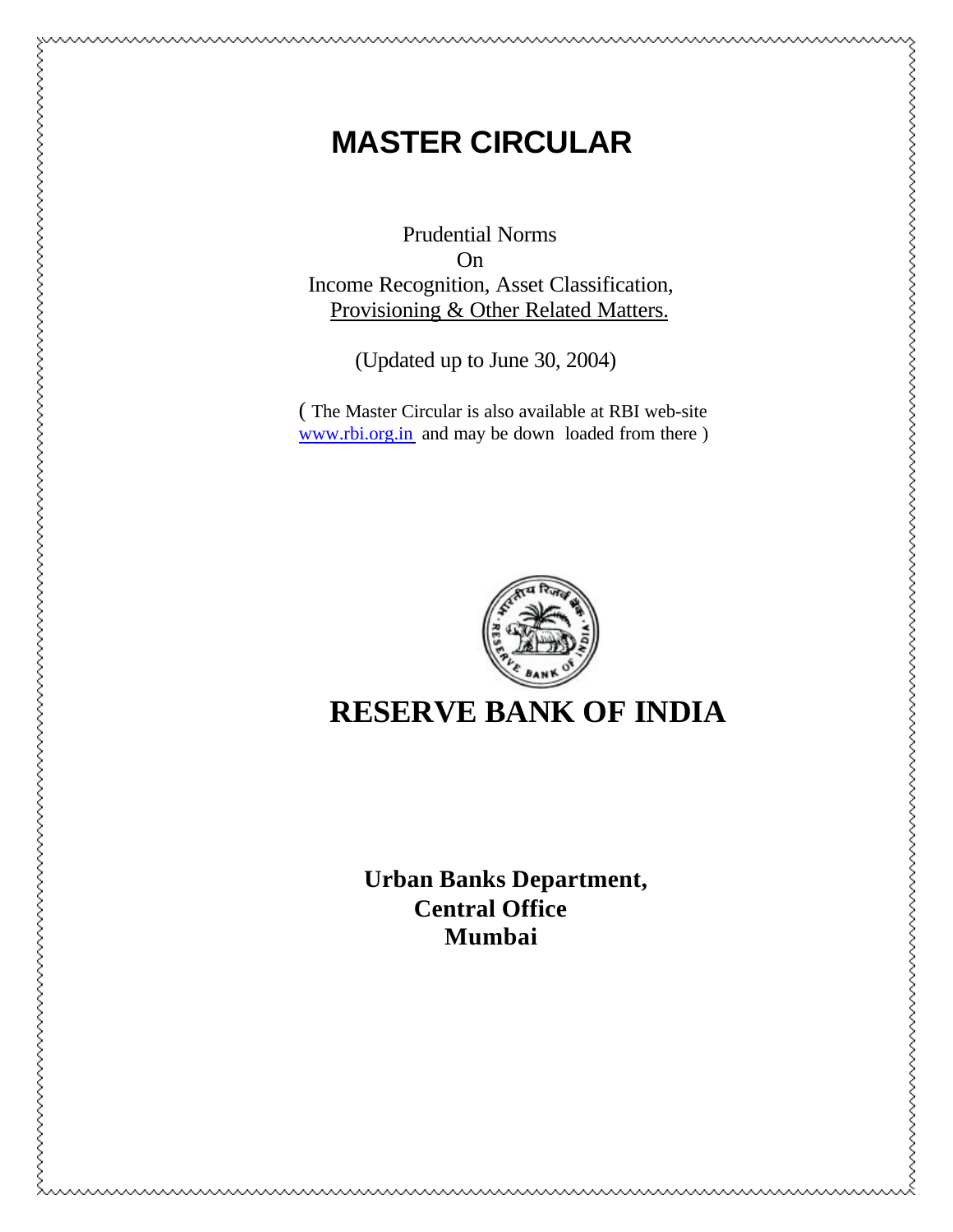# MASTER CIRCULAR

Prudential Norms
On
Income Recognition, Asset Classification,
Provisioning & Other Related Matters.

(Updated up to June 30, 2004)

( The Master Circular is also available at RBI web-site www.rbi.org.in and may be down loaded from there )

## RESERVE BANK OF INDIA

**Urban Banks Department,**
**Central Office**
**Mumbai**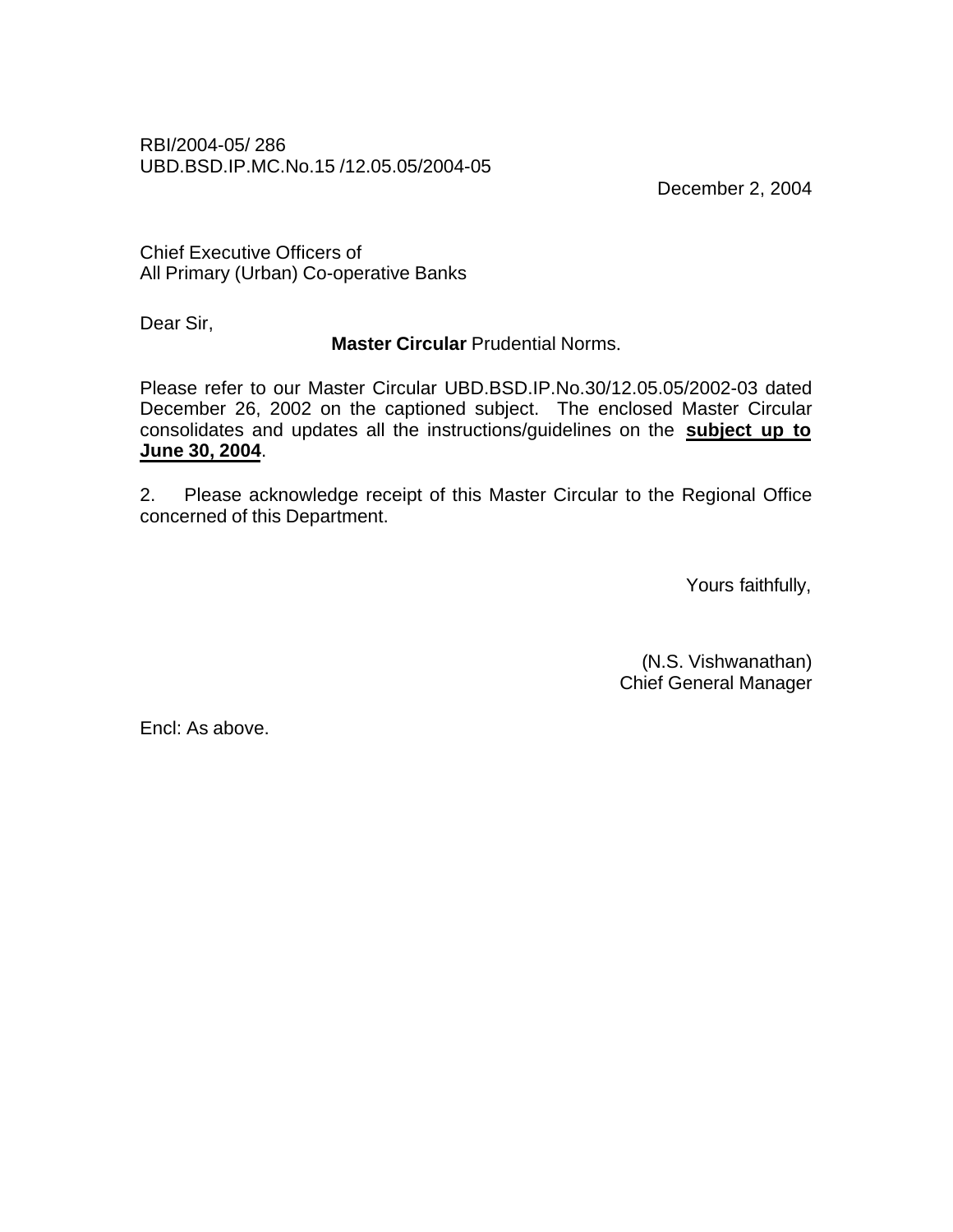RBI/2004-05/ 286
UBD.BSD.IP.MC.No.15 /12.05.05/2004-05

December 2, 2004

Chief Executive Officers of
All Primary (Urban) Co-operative Banks

Dear Sir,

**Master Circular** Prudential Norms.

Please refer to our Master Circular UBD.BSD.IP.No.30/12.05.05/2002-03 dated December 26, 2002 on the captioned subject. The enclosed Master Circular consolidates and updates all the instructions/guidelines on the **subject up to June 30, 2004**.

2. Please acknowledge receipt of this Master Circular to the Regional Office concerned of this Department.

Yours faithfully,

(N.S. Vishwanathan)
Chief General Manager

Encl: As above.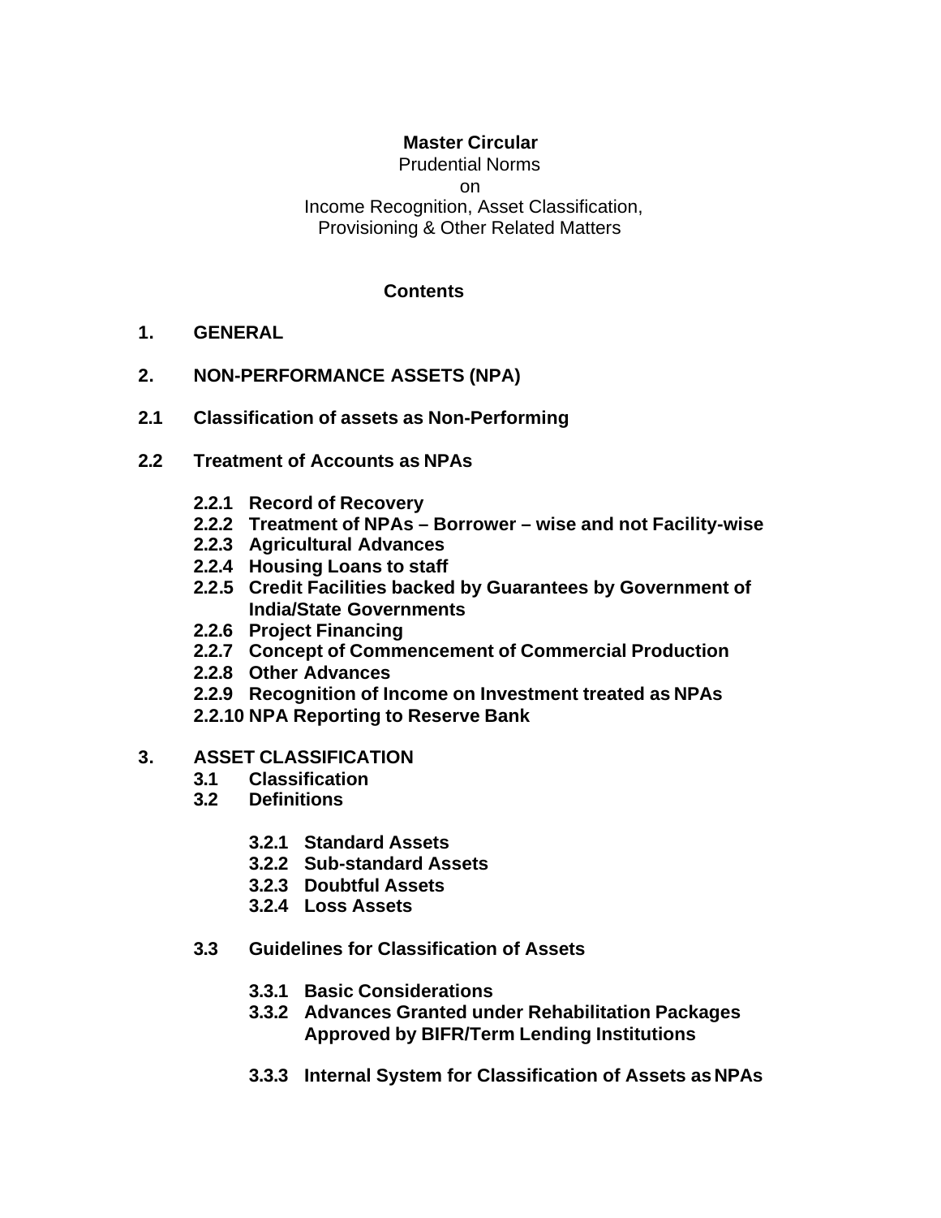**Master Circular**

Prudential Norms

on

Income Recognition, Asset Classification, Provisioning & Other Related Matters

## Contents

**1. GENERAL**

**2. NON-PERFORMANCE ASSETS (NPA)**

**2.1 Classification of assets as Non-Performing**

**2.2 Treatment of Accounts as NPAs**

- **2.2.1 Record of Recovery**
- **2.2.2 Treatment of NPAs – Borrower – wise and not Facility-wise**
- **2.2.3 Agricultural Advances**
- **2.2.4 Housing Loans to staff**
- **2.2.5 Credit Facilities backed by Guarantees by Government of India/State Governments**
- **2.2.6 Project Financing**
- **2.2.7 Concept of Commencement of Commercial Production**
- **2.2.8 Other Advances**
- **2.2.9 Recognition of Income on Investment treated as NPAs**
- **2.2.10 NPA Reporting to Reserve Bank**

**3. ASSET CLASSIFICATION**

- **3.1 Classification**
- **3.2 Definitions**
  - **3.2.1 Standard Assets**
  - **3.2.2 Sub-standard Assets**
  - **3.2.3 Doubtful Assets**
  - **3.2.4 Loss Assets**
- **3.3 Guidelines for Classification of Assets**
  - **3.3.1 Basic Considerations**
  - **3.3.2 Advances Granted under Rehabilitation Packages Approved by BIFR/Term Lending Institutions**
  - **3.3.3 Internal System for Classification of Assets as NPAs**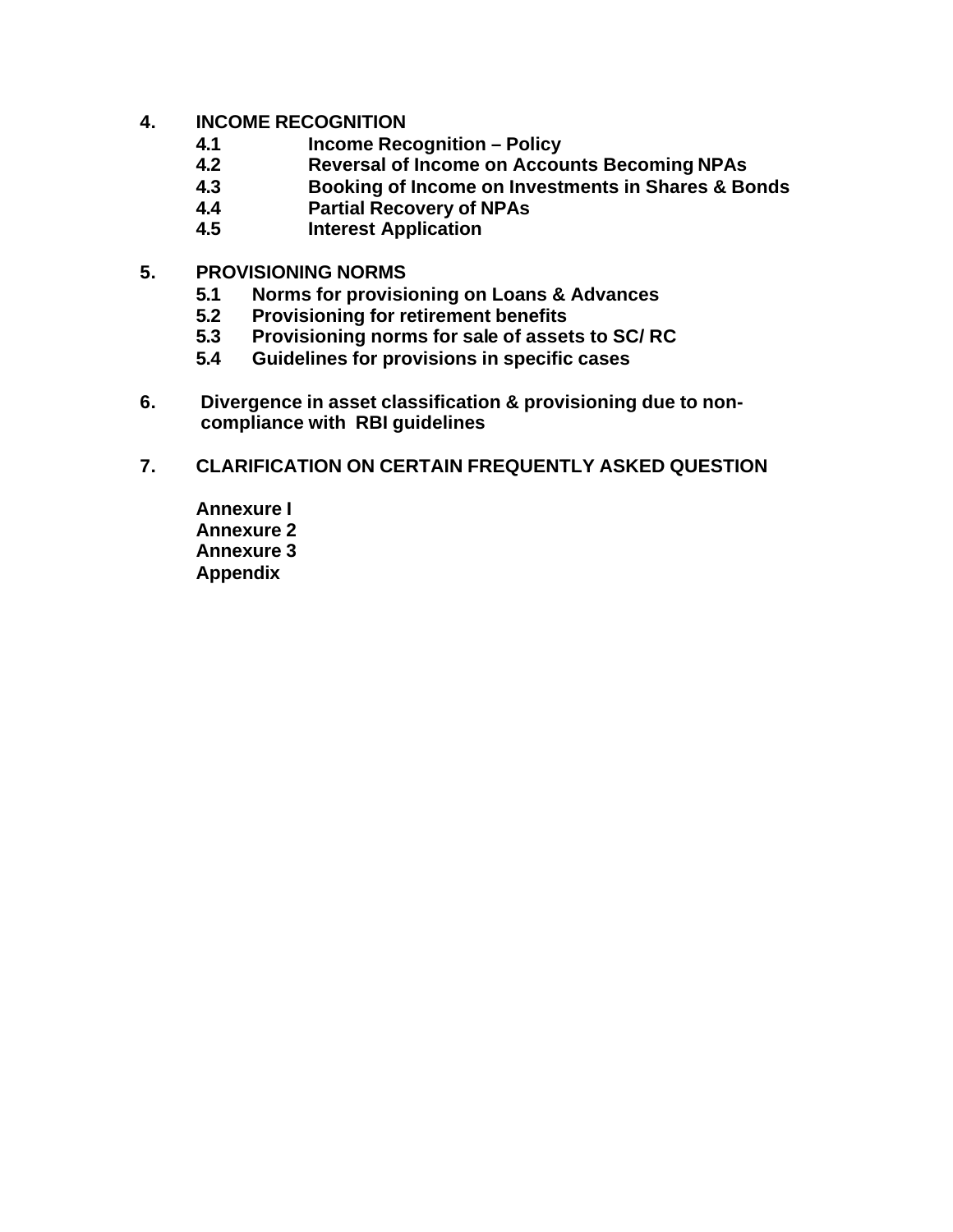**4. INCOME RECOGNITION**

- **4.1 Income Recognition – Policy**
- **4.2 Reversal of Income on Accounts Becoming NPAs**
- **4.3 Booking of Income on Investments in Shares & Bonds**
- **4.4 Partial Recovery of NPAs**
- **4.5 Interest Application**

**5. PROVISIONING NORMS**

- **5.1 Norms for provisioning on Loans & Advances**
- **5.2 Provisioning for retirement benefits**
- **5.3 Provisioning norms for sale of assets to SC/ RC**
- **5.4 Guidelines for provisions in specific cases**

**6. Divergence in asset classification & provisioning due to non-compliance with RBI guidelines**

**7. CLARIFICATION ON CERTAIN FREQUENTLY ASKED QUESTION**

**Annexure I**
**Annexure 2**
**Annexure 3**
**Appendix**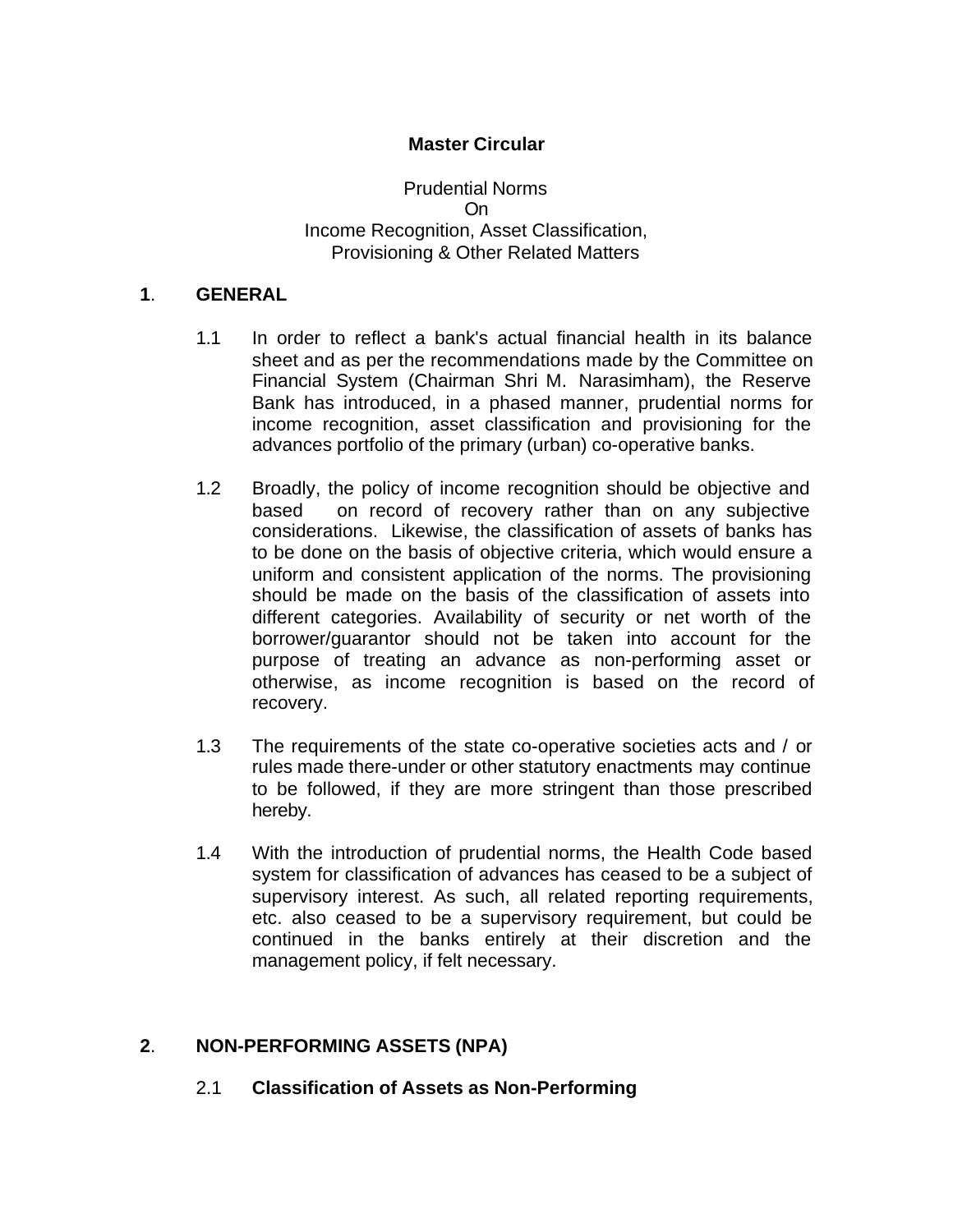**Master Circular**

Prudential Norms
On
Income Recognition, Asset Classification,
Provisioning & Other Related Matters

## 1. GENERAL

1.1 In order to reflect a bank's actual financial health in its balance sheet and as per the recommendations made by the Committee on Financial System (Chairman Shri M. Narasimham), the Reserve Bank has introduced, in a phased manner, prudential norms for income recognition, asset classification and provisioning for the advances portfolio of the primary (urban) co-operative banks.

1.2 Broadly, the policy of income recognition should be objective and based on record of recovery rather than on any subjective considerations. Likewise, the classification of assets of banks has to be done on the basis of objective criteria, which would ensure a uniform and consistent application of the norms. The provisioning should be made on the basis of the classification of assets into different categories. Availability of security or net worth of the borrower/guarantor should not be taken into account for the purpose of treating an advance as non-performing asset or otherwise, as income recognition is based on the record of recovery.

1.3 The requirements of the state co-operative societies acts and / or rules made there-under or other statutory enactments may continue to be followed, if they are more stringent than those prescribed hereby.

1.4 With the introduction of prudential norms, the Health Code based system for classification of advances has ceased to be a subject of supervisory interest. As such, all related reporting requirements, etc. also ceased to be a supervisory requirement, but could be continued in the banks entirely at their discretion and the management policy, if felt necessary.

## 2. NON-PERFORMING ASSETS (NPA)

### 2.1 Classification of Assets as Non-Performing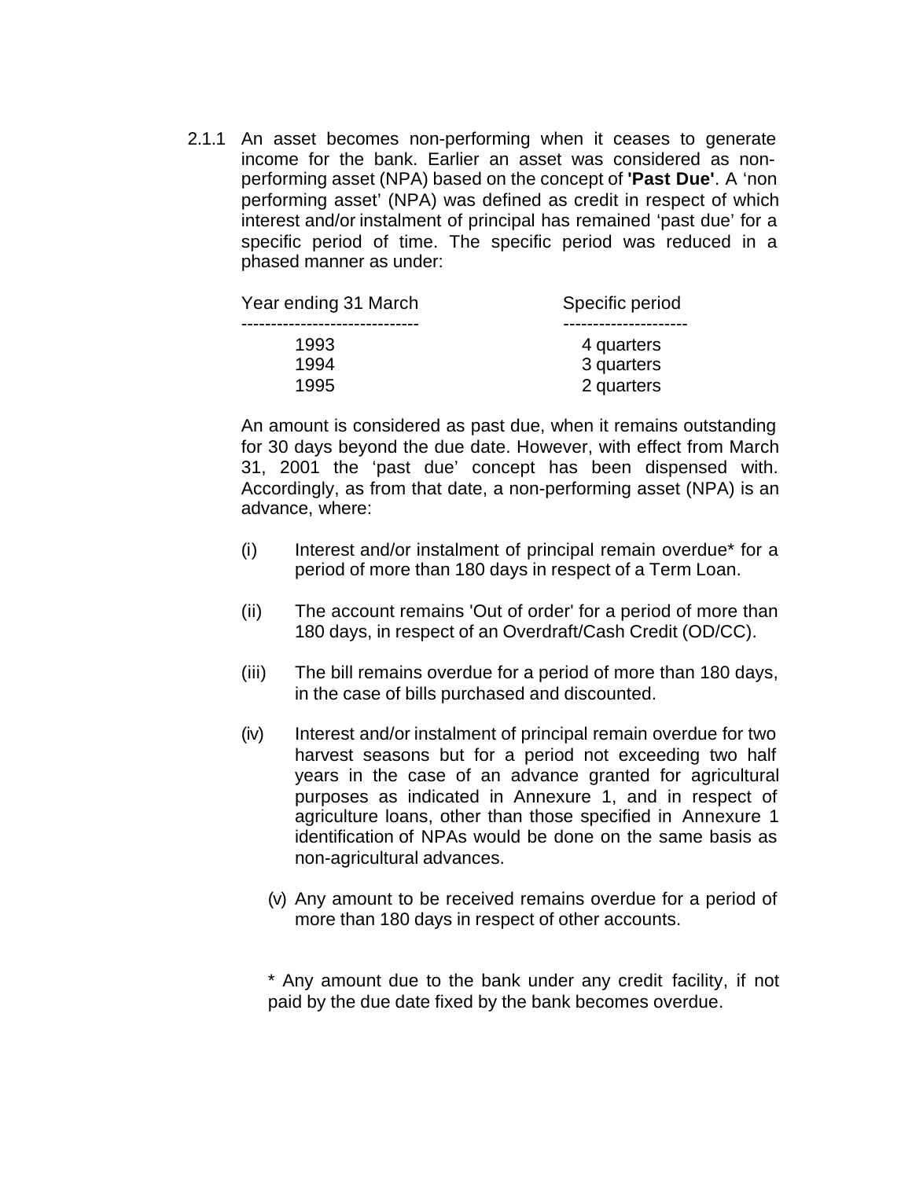2.1.1 An asset becomes non-performing when it ceases to generate income for the bank. Earlier an asset was considered as non-performing asset (NPA) based on the concept of **'Past Due'**. A 'non performing asset' (NPA) was defined as credit in respect of which interest and/or instalment of principal has remained 'past due' for a specific period of time. The specific period was reduced in a phased manner as under:

| Year ending 31 March | Specific period |
| --- | --- |
| 1993 | 4 quarters |
| 1994 | 3 quarters |
| 1995 | 2 quarters |

An amount is considered as past due, when it remains outstanding for 30 days beyond the due date. However, with effect from March 31, 2001 the 'past due' concept has been dispensed with. Accordingly, as from that date, a non-performing asset (NPA) is an advance, where:

(i) Interest and/or instalment of principal remain overdue* for a period of more than 180 days in respect of a Term Loan.

(ii) The account remains 'Out of order' for a period of more than 180 days, in respect of an Overdraft/Cash Credit (OD/CC).

(iii) The bill remains overdue for a period of more than 180 days, in the case of bills purchased and discounted.

(iv) Interest and/or instalment of principal remain overdue for two harvest seasons but for a period not exceeding two half years in the case of an advance granted for agricultural purposes as indicated in Annexure 1, and in respect of agriculture loans, other than those specified in Annexure 1 identification of NPAs would be done on the same basis as non-agricultural advances.

(v) Any amount to be received remains overdue for a period of more than 180 days in respect of other accounts.

* Any amount due to the bank under any credit facility, if not paid by the due date fixed by the bank becomes overdue.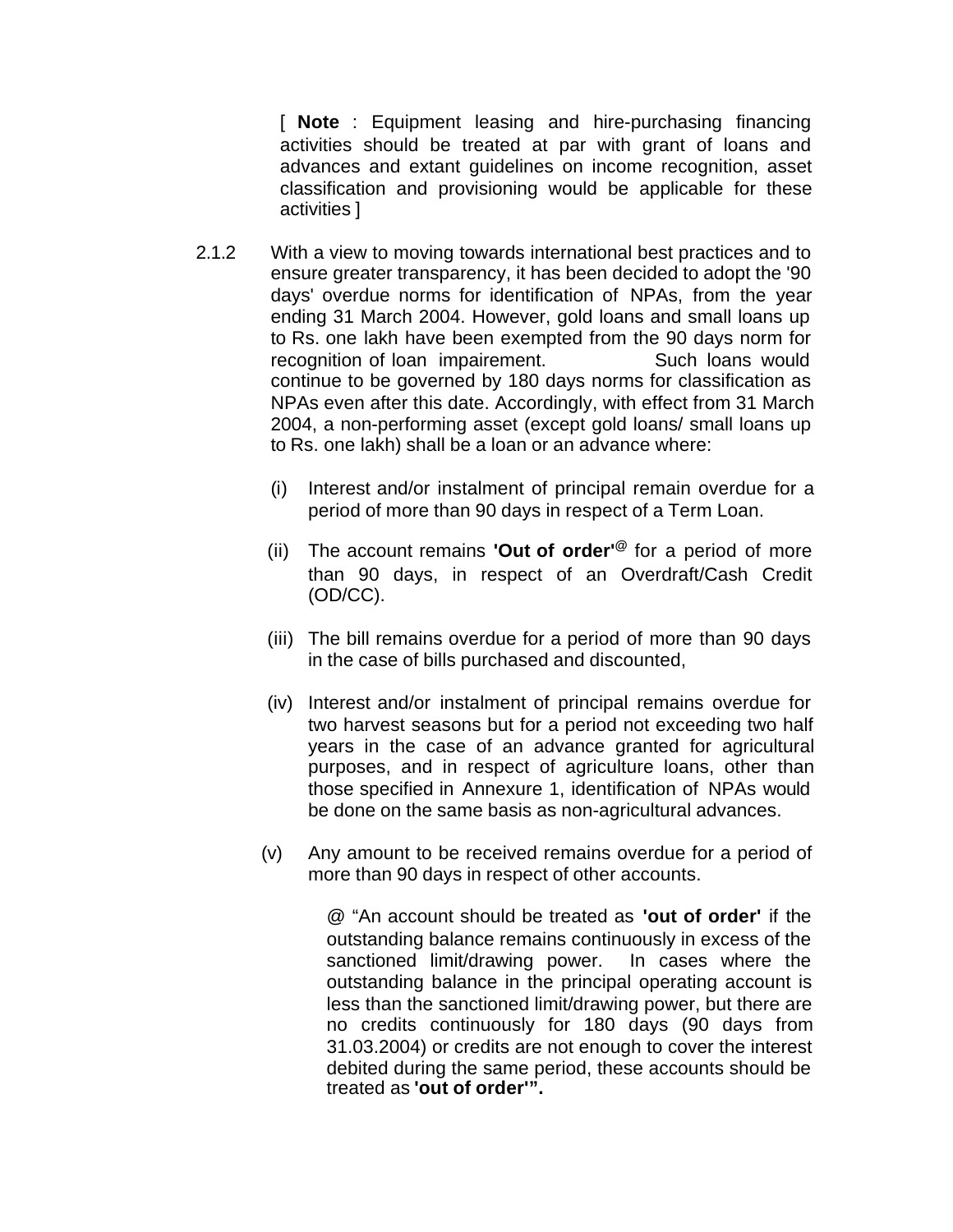[ **Note** : Equipment leasing and hire-purchasing financing activities should be treated at par with grant of loans and advances and extant guidelines on income recognition, asset classification and provisioning would be applicable for these activities ]

2.1.2 With a view to moving towards international best practices and to ensure greater transparency, it has been decided to adopt the '90 days' overdue norms for identification of NPAs, from the year ending 31 March 2004. However, gold loans and small loans up to Rs. one lakh have been exempted from the 90 days norm for recognition of loan impairement. Such loans would continue to be governed by 180 days norms for classification as NPAs even after this date. Accordingly, with effect from 31 March 2004, a non-performing asset (except gold loans/ small loans up to Rs. one lakh) shall be a loan or an advance where:

(i) Interest and/or instalment of principal remain overdue for a period of more than 90 days in respect of a Term Loan.

(ii) The account remains **'Out of order'**@ for a period of more than 90 days, in respect of an Overdraft/Cash Credit (OD/CC).

(iii) The bill remains overdue for a period of more than 90 days in the case of bills purchased and discounted,

(iv) Interest and/or instalment of principal remains overdue for two harvest seasons but for a period not exceeding two half years in the case of an advance granted for agricultural purposes, and in respect of agriculture loans, other than those specified in Annexure 1, identification of NPAs would be done on the same basis as non-agricultural advances.

(v) Any amount to be received remains overdue for a period of more than 90 days in respect of other accounts.

@ "An account should be treated as **'out of order'** if the outstanding balance remains continuously in excess of the sanctioned limit/drawing power. In cases where the outstanding balance in the principal operating account is less than the sanctioned limit/drawing power, but there are no credits continuously for 180 days (90 days from 31.03.2004) or credits are not enough to cover the interest debited during the same period, these accounts should be treated as **'out of order'".**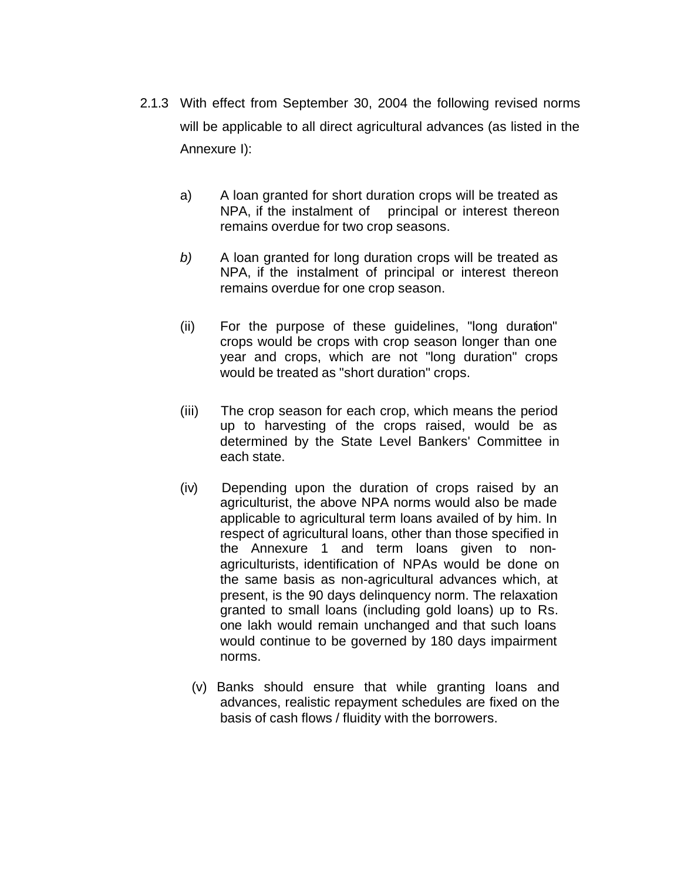2.1.3 With effect from September 30, 2004 the following revised norms will be applicable to all direct agricultural advances (as listed in the Annexure I):

a) A loan granted for short duration crops will be treated as NPA, if the instalment of principal or interest thereon remains overdue for two crop seasons.

*b)* A loan granted for long duration crops will be treated as NPA, if the instalment of principal or interest thereon remains overdue for one crop season.

(ii) For the purpose of these guidelines, "long duration" crops would be crops with crop season longer than one year and crops, which are not "long duration" crops would be treated as "short duration" crops.

(iii) The crop season for each crop, which means the period up to harvesting of the crops raised, would be as determined by the State Level Bankers' Committee in each state.

(iv) Depending upon the duration of crops raised by an agriculturist, the above NPA norms would also be made applicable to agricultural term loans availed of by him. In respect of agricultural loans, other than those specified in the Annexure 1 and term loans given to non-agriculturists, identification of NPAs would be done on the same basis as non-agricultural advances which, at present, is the 90 days delinquency norm. The relaxation granted to small loans (including gold loans) up to Rs. one lakh would remain unchanged and that such loans would continue to be governed by 180 days impairment norms.

(v) Banks should ensure that while granting loans and advances, realistic repayment schedules are fixed on the basis of cash flows / fluidity with the borrowers.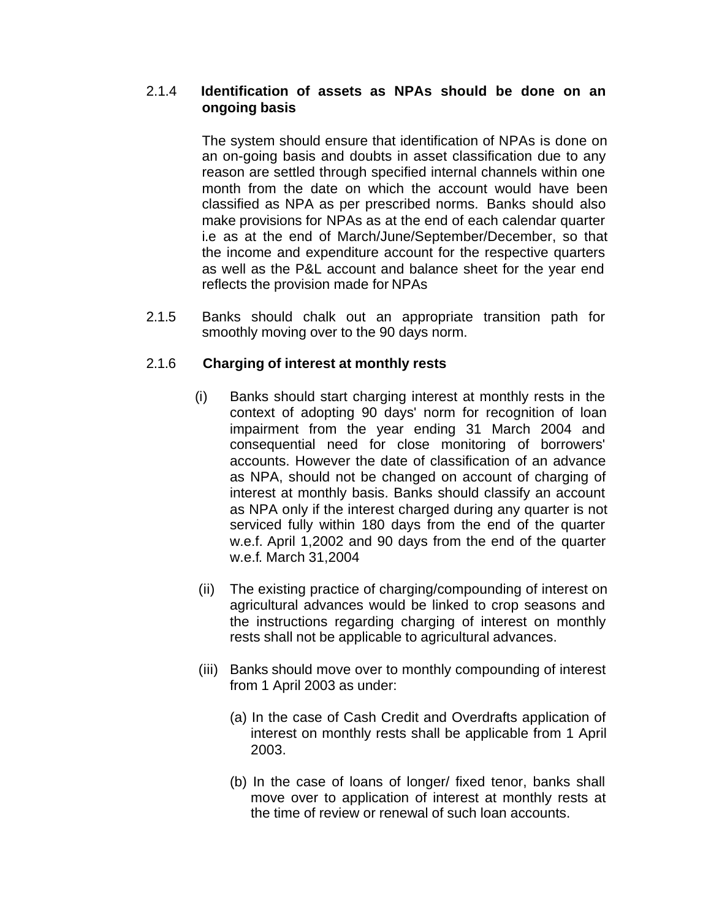2.1.4 **Identification of assets as NPAs should be done on an ongoing basis**

The system should ensure that identification of NPAs is done on an on-going basis and doubts in asset classification due to any reason are settled through specified internal channels within one month from the date on which the account would have been classified as NPA as per prescribed norms. Banks should also make provisions for NPAs as at the end of each calendar quarter i.e as at the end of March/June/September/December, so that the income and expenditure account for the respective quarters as well as the P&L account and balance sheet for the year end reflects the provision made for NPAs

2.1.5 Banks should chalk out an appropriate transition path for smoothly moving over to the 90 days norm.

2.1.6 **Charging of interest at monthly rests**

(i) Banks should start charging interest at monthly rests in the context of adopting 90 days' norm for recognition of loan impairment from the year ending 31 March 2004 and consequential need for close monitoring of borrowers' accounts. However the date of classification of an advance as NPA, should not be changed on account of charging of interest at monthly basis. Banks should classify an account as NPA only if the interest charged during any quarter is not serviced fully within 180 days from the end of the quarter w.e.f. April 1,2002 and 90 days from the end of the quarter w.e.f. March 31,2004

(ii) The existing practice of charging/compounding of interest on agricultural advances would be linked to crop seasons and the instructions regarding charging of interest on monthly rests shall not be applicable to agricultural advances.

(iii) Banks should move over to monthly compounding of interest from 1 April 2003 as under:

(a) In the case of Cash Credit and Overdrafts application of interest on monthly rests shall be applicable from 1 April 2003.

(b) In the case of loans of longer/ fixed tenor, banks shall move over to application of interest at monthly rests at the time of review or renewal of such loan accounts.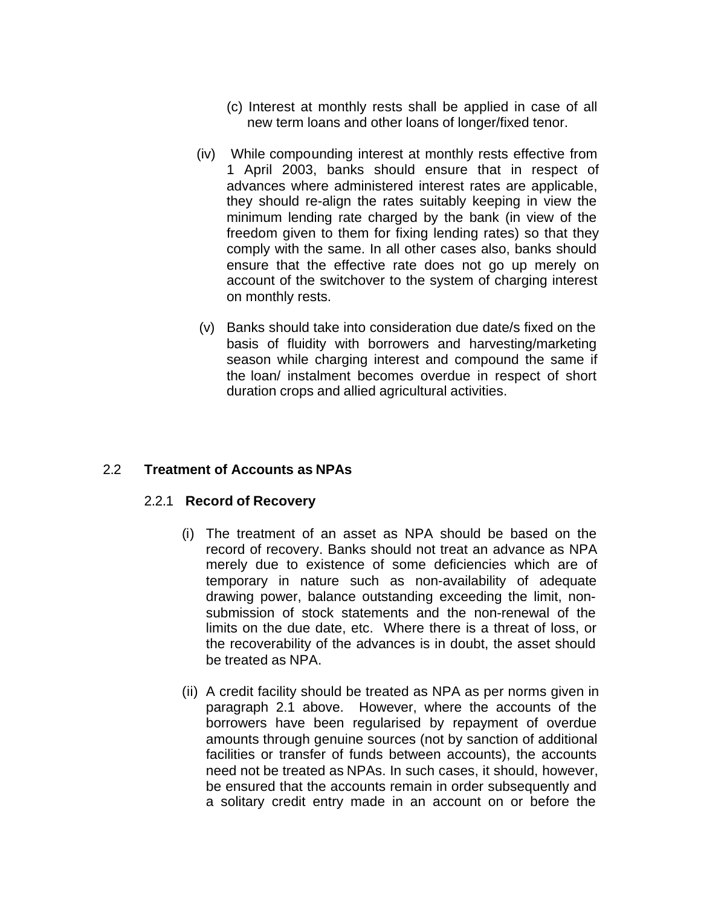(c) Interest at monthly rests shall be applied in case of all new term loans and other loans of longer/fixed tenor.

(iv) While compounding interest at monthly rests effective from 1 April 2003, banks should ensure that in respect of advances where administered interest rates are applicable, they should re-align the rates suitably keeping in view the minimum lending rate charged by the bank (in view of the freedom given to them for fixing lending rates) so that they comply with the same. In all other cases also, banks should ensure that the effective rate does not go up merely on account of the switchover to the system of charging interest on monthly rests.

(v) Banks should take into consideration due date/s fixed on the basis of fluidity with borrowers and harvesting/marketing season while charging interest and compound the same if the loan/ instalment becomes overdue in respect of short duration crops and allied agricultural activities.

## 2.2 Treatment of Accounts as NPAs

### 2.2.1 Record of Recovery

(i) The treatment of an asset as NPA should be based on the record of recovery. Banks should not treat an advance as NPA merely due to existence of some deficiencies which are of temporary in nature such as non-availability of adequate drawing power, balance outstanding exceeding the limit, non-submission of stock statements and the non-renewal of the limits on the due date, etc. Where there is a threat of loss, or the recoverability of the advances is in doubt, the asset should be treated as NPA.

(ii) A credit facility should be treated as NPA as per norms given in paragraph 2.1 above. However, where the accounts of the borrowers have been regularised by repayment of overdue amounts through genuine sources (not by sanction of additional facilities or transfer of funds between accounts), the accounts need not be treated as NPAs. In such cases, it should, however, be ensured that the accounts remain in order subsequently and a solitary credit entry made in an account on or before the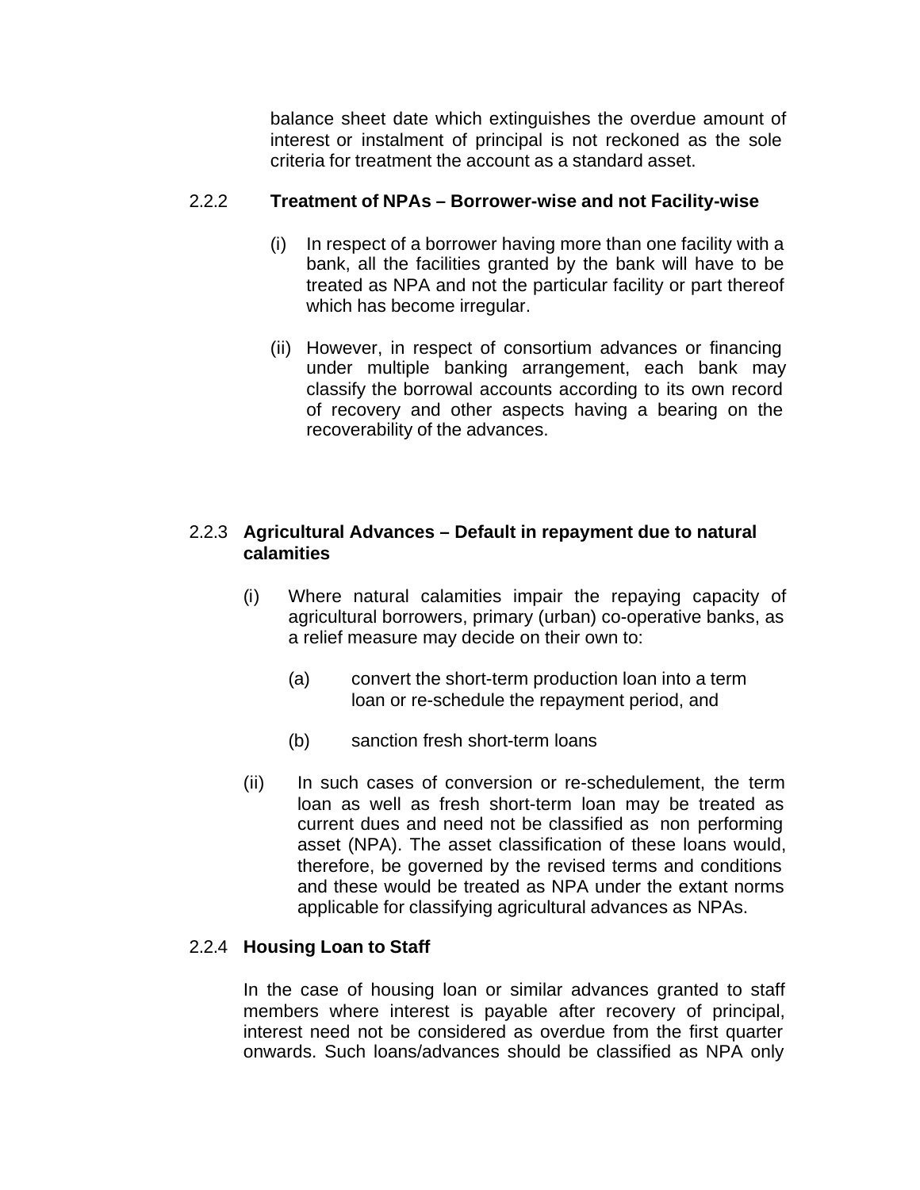balance sheet date which extinguishes the overdue amount of interest or instalment of principal is not reckoned as the sole criteria for treatment the account as a standard asset.

2.2.2 **Treatment of NPAs – Borrower-wise and not Facility-wise**

(i) In respect of a borrower having more than one facility with a bank, all the facilities granted by the bank will have to be treated as NPA and not the particular facility or part thereof which has become irregular.

(ii) However, in respect of consortium advances or financing under multiple banking arrangement, each bank may classify the borrowal accounts according to its own record of recovery and other aspects having a bearing on the recoverability of the advances.

2.2.3 **Agricultural Advances – Default in repayment due to natural calamities**

(i) Where natural calamities impair the repaying capacity of agricultural borrowers, primary (urban) co-operative banks, as a relief measure may decide on their own to:

(a) convert the short-term production loan into a term loan or re-schedule the repayment period, and

(b) sanction fresh short-term loans

(ii) In such cases of conversion or re-schedulement, the term loan as well as fresh short-term loan may be treated as current dues and need not be classified as non performing asset (NPA). The asset classification of these loans would, therefore, be governed by the revised terms and conditions and these would be treated as NPA under the extant norms applicable for classifying agricultural advances as NPAs.

2.2.4 **Housing Loan to Staff**

In the case of housing loan or similar advances granted to staff members where interest is payable after recovery of principal, interest need not be considered as overdue from the first quarter onwards. Such loans/advances should be classified as NPA only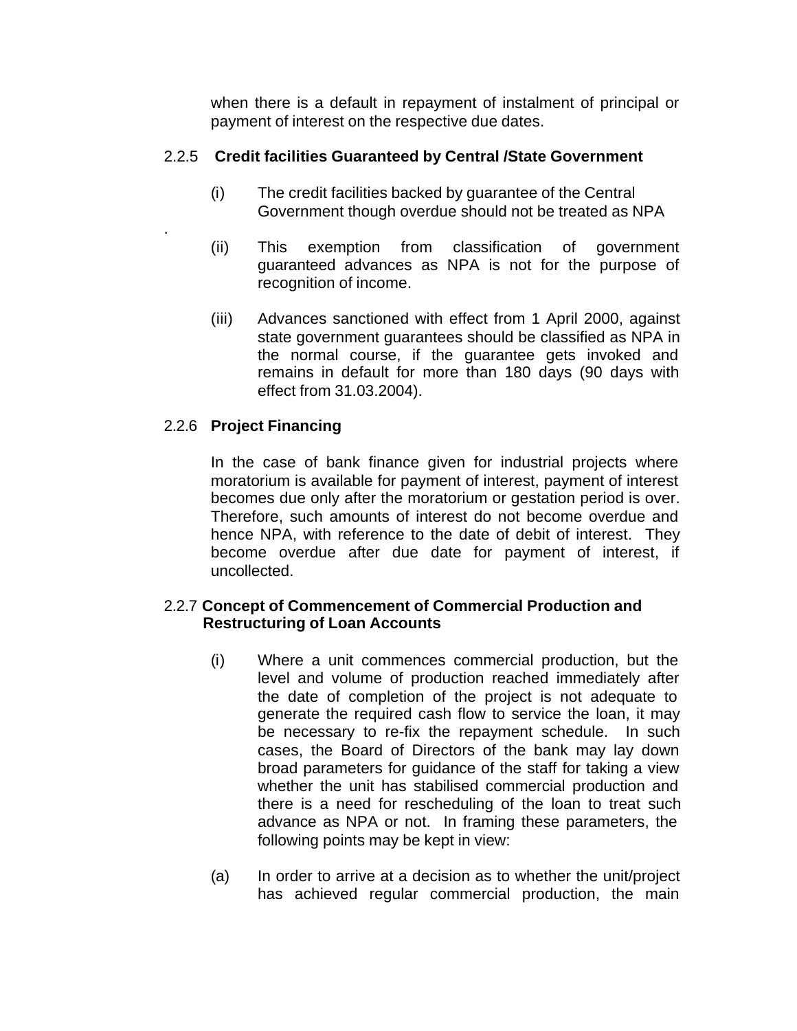when there is a default in repayment of instalment of principal or payment of interest on the respective due dates.

### 2.2.5 Credit facilities Guaranteed by Central /State Government

(i) The credit facilities backed by guarantee of the Central Government though overdue should not be treated as NPA

.

(ii) This exemption from classification of government guaranteed advances as NPA is not for the purpose of recognition of income.

(iii) Advances sanctioned with effect from 1 April 2000, against state government guarantees should be classified as NPA in the normal course, if the guarantee gets invoked and remains in default for more than 180 days (90 days with effect from 31.03.2004).

### 2.2.6 Project Financing

In the case of bank finance given for industrial projects where moratorium is available for payment of interest, payment of interest becomes due only after the moratorium or gestation period is over. Therefore, such amounts of interest do not become overdue and hence NPA, with reference to the date of debit of interest. They become overdue after due date for payment of interest, if uncollected.

### 2.2.7 Concept of Commencement of Commercial Production and Restructuring of Loan Accounts

(i) Where a unit commences commercial production, but the level and volume of production reached immediately after the date of completion of the project is not adequate to generate the required cash flow to service the loan, it may be necessary to re-fix the repayment schedule. In such cases, the Board of Directors of the bank may lay down broad parameters for guidance of the staff for taking a view whether the unit has stabilised commercial production and there is a need for rescheduling of the loan to treat such advance as NPA or not. In framing these parameters, the following points may be kept in view:

(a) In order to arrive at a decision as to whether the unit/project has achieved regular commercial production, the main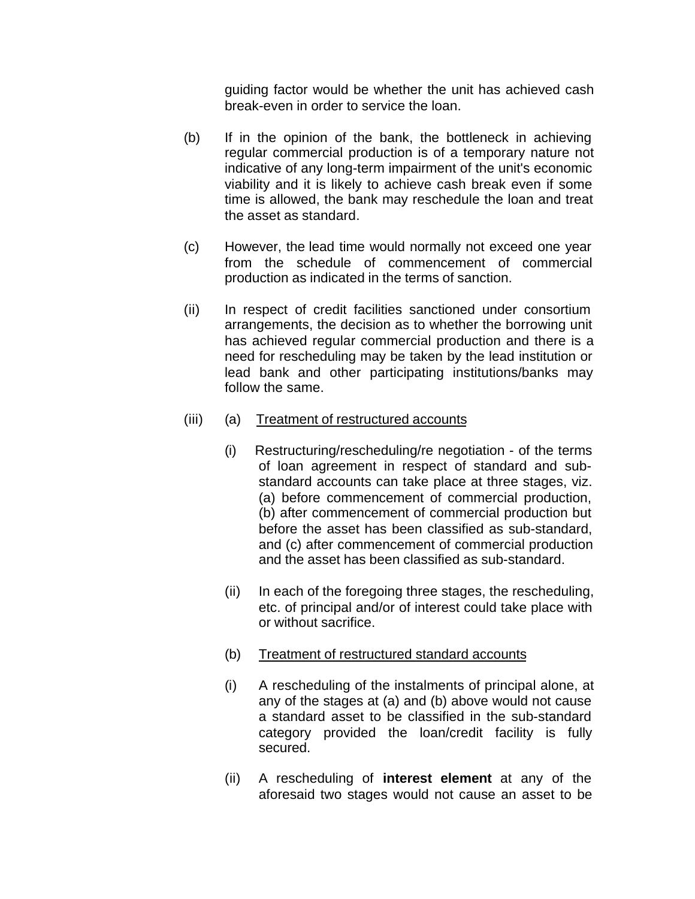guiding factor would be whether the unit has achieved cash break-even in order to service the loan.

(b) If in the opinion of the bank, the bottleneck in achieving regular commercial production is of a temporary nature not indicative of any long-term impairment of the unit's economic viability and it is likely to achieve cash break even if some time is allowed, the bank may reschedule the loan and treat the asset as standard.

(c) However, the lead time would normally not exceed one year from the schedule of commencement of commercial production as indicated in the terms of sanction.

(ii) In respect of credit facilities sanctioned under consortium arrangements, the decision as to whether the borrowing unit has achieved regular commercial production and there is a need for rescheduling may be taken by the lead institution or lead bank and other participating institutions/banks may follow the same.

(iii) (a) Treatment of restructured accounts

(i) Restructuring/rescheduling/re negotiation - of the terms of loan agreement in respect of standard and sub-standard accounts can take place at three stages, viz. (a) before commencement of commercial production, (b) after commencement of commercial production but before the asset has been classified as sub-standard, and (c) after commencement of commercial production and the asset has been classified as sub-standard.

(ii) In each of the foregoing three stages, the rescheduling, etc. of principal and/or of interest could take place with or without sacrifice.

(b) Treatment of restructured standard accounts

(i) A rescheduling of the instalments of principal alone, at any of the stages at (a) and (b) above would not cause a standard asset to be classified in the sub-standard category provided the loan/credit facility is fully secured.

(ii) A rescheduling of **interest element** at any of the aforesaid two stages would not cause an asset to be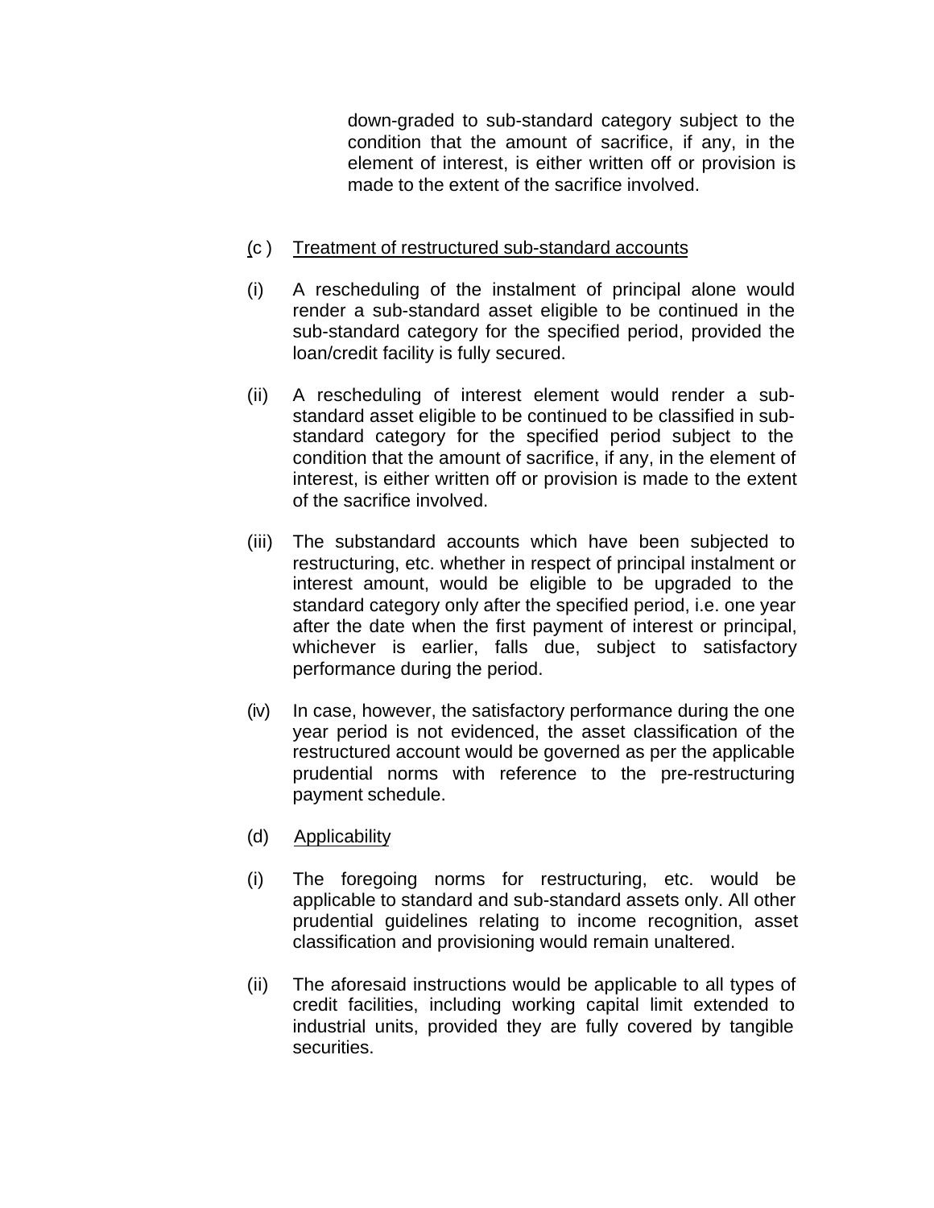down-graded to sub-standard category subject to the condition that the amount of sacrifice, if any, in the element of interest, is either written off or provision is made to the extent of the sacrifice involved.

(c ) <u>Treatment of restructured sub-standard accounts</u>

(i) A rescheduling of the instalment of principal alone would render a sub-standard asset eligible to be continued in the sub-standard category for the specified period, provided the loan/credit facility is fully secured.

(ii) A rescheduling of interest element would render a sub-standard asset eligible to be continued to be classified in sub-standard category for the specified period subject to the condition that the amount of sacrifice, if any, in the element of interest, is either written off or provision is made to the extent of the sacrifice involved.

(iii) The substandard accounts which have been subjected to restructuring, etc. whether in respect of principal instalment or interest amount, would be eligible to be upgraded to the standard category only after the specified period, i.e. one year after the date when the first payment of interest or principal, whichever is earlier, falls due, subject to satisfactory performance during the period.

(iv) In case, however, the satisfactory performance during the one year period is not evidenced, the asset classification of the restructured account would be governed as per the applicable prudential norms with reference to the pre-restructuring payment schedule.

(d) <u>Applicability</u>

(i) The foregoing norms for restructuring, etc. would be applicable to standard and sub-standard assets only. All other prudential guidelines relating to income recognition, asset classification and provisioning would remain unaltered.

(ii) The aforesaid instructions would be applicable to all types of credit facilities, including working capital limit extended to industrial units, provided they are fully covered by tangible securities.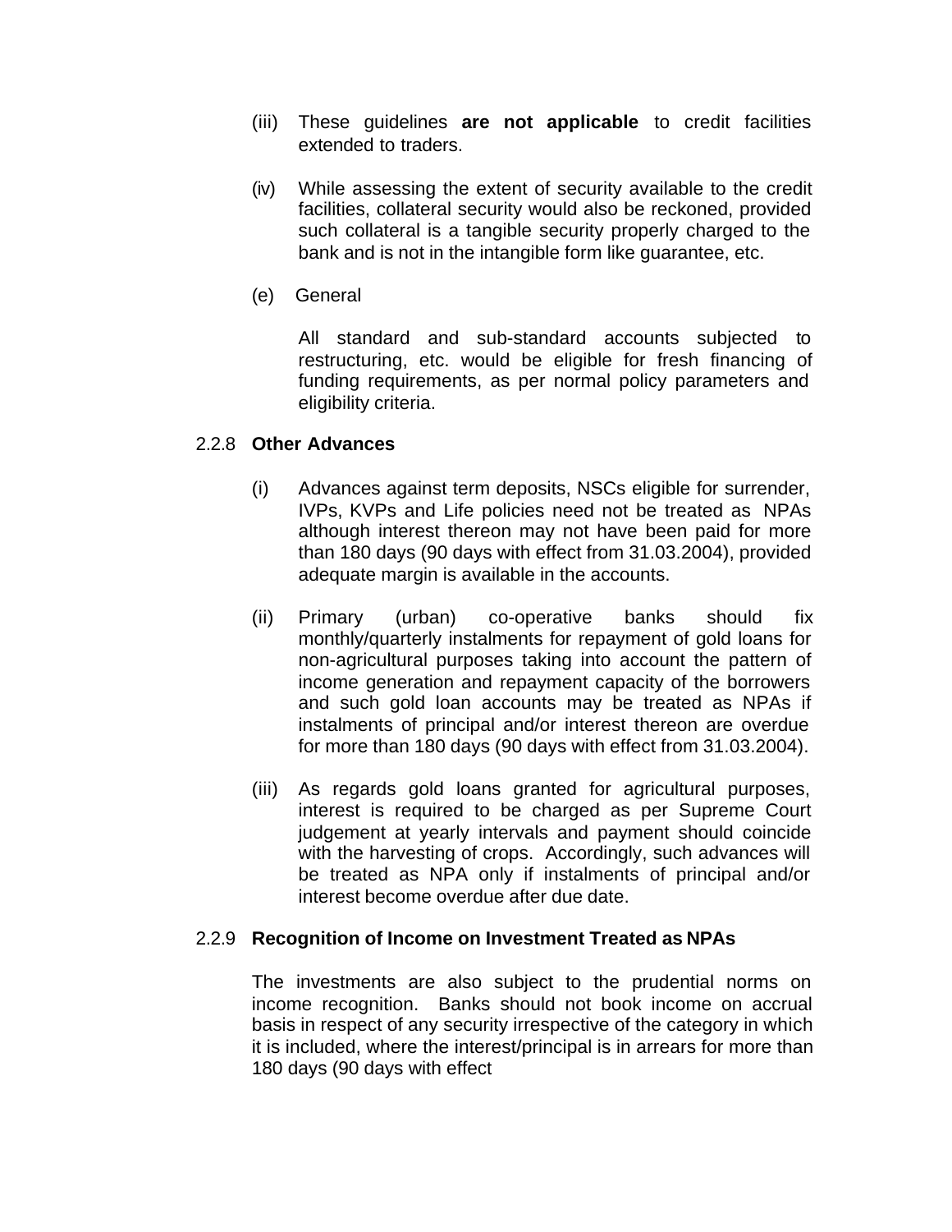(iii) These guidelines **are not applicable** to credit facilities extended to traders.

(iv) While assessing the extent of security available to the credit facilities, collateral security would also be reckoned, provided such collateral is a tangible security properly charged to the bank and is not in the intangible form like guarantee, etc.

(e) General

All standard and sub-standard accounts subjected to restructuring, etc. would be eligible for fresh financing of funding requirements, as per normal policy parameters and eligibility criteria.

### 2.2.8 Other Advances

(i) Advances against term deposits, NSCs eligible for surrender, IVPs, KVPs and Life policies need not be treated as NPAs although interest thereon may not have been paid for more than 180 days (90 days with effect from 31.03.2004), provided adequate margin is available in the accounts.

(ii) Primary (urban) co-operative banks should fix monthly/quarterly instalments for repayment of gold loans for non-agricultural purposes taking into account the pattern of income generation and repayment capacity of the borrowers and such gold loan accounts may be treated as NPAs if instalments of principal and/or interest thereon are overdue for more than 180 days (90 days with effect from 31.03.2004).

(iii) As regards gold loans granted for agricultural purposes, interest is required to be charged as per Supreme Court judgement at yearly intervals and payment should coincide with the harvesting of crops. Accordingly, such advances will be treated as NPA only if instalments of principal and/or interest become overdue after due date.

### 2.2.9 Recognition of Income on Investment Treated as NPAs

The investments are also subject to the prudential norms on income recognition. Banks should not book income on accrual basis in respect of any security irrespective of the category in which it is included, where the interest/principal is in arrears for more than 180 days (90 days with effect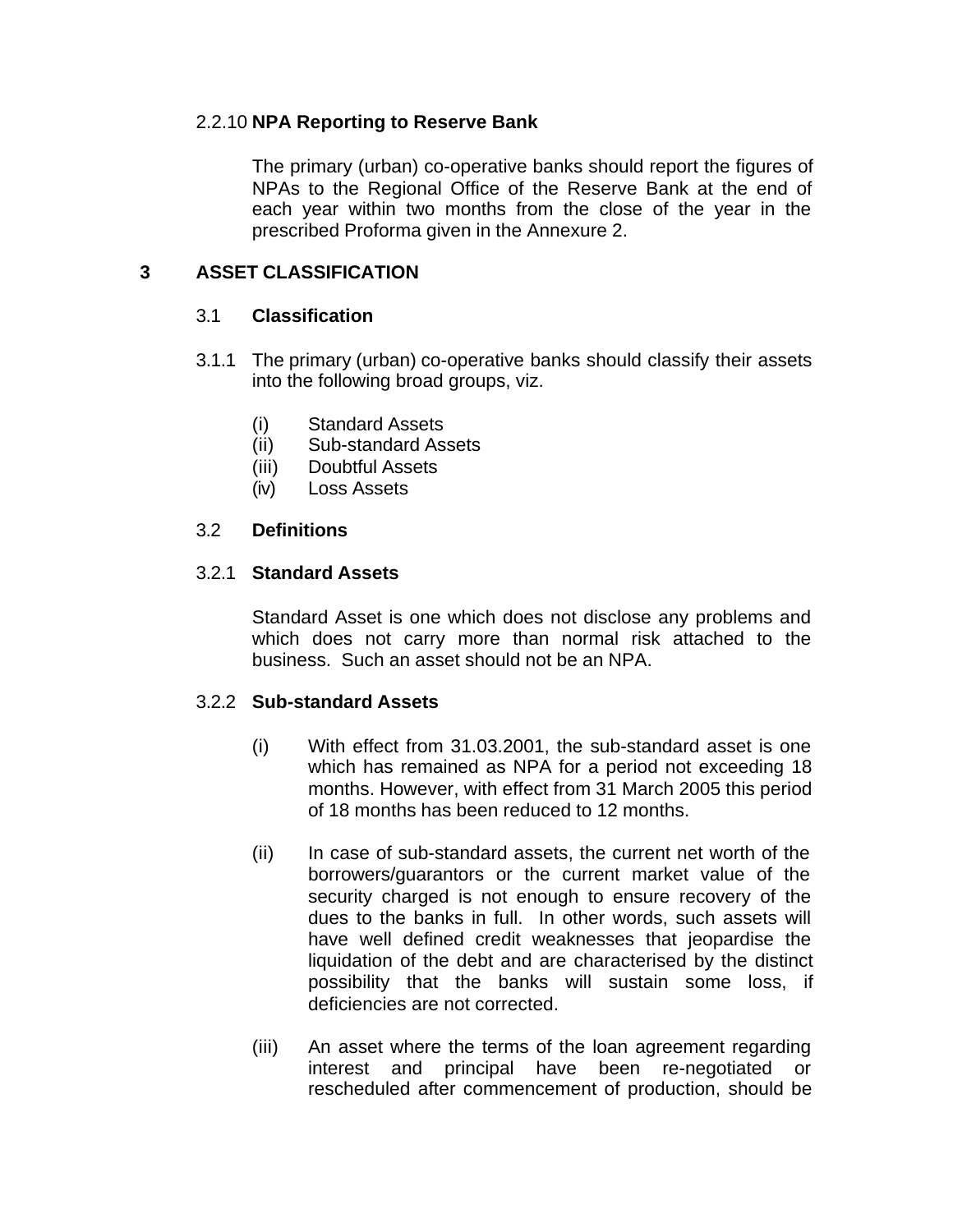#### 2.2.10 **NPA Reporting to Reserve Bank**

The primary (urban) co-operative banks should report the figures of NPAs to the Regional Office of the Reserve Bank at the end of each year within two months from the close of the year in the prescribed Proforma given in the Annexure 2.

## 3 ASSET CLASSIFICATION

### 3.1 **Classification**

3.1.1 The primary (urban) co-operative banks should classify their assets into the following broad groups, viz.

- (i) Standard Assets
- (ii) Sub-standard Assets
- (iii) Doubtful Assets
- (iv) Loss Assets

### 3.2 **Definitions**

#### 3.2.1 **Standard Assets**

Standard Asset is one which does not disclose any problems and which does not carry more than normal risk attached to the business. Such an asset should not be an NPA.

#### 3.2.2 **Sub-standard Assets**

(i) With effect from 31.03.2001, the sub-standard asset is one which has remained as NPA for a period not exceeding 18 months. However, with effect from 31 March 2005 this period of 18 months has been reduced to 12 months.

(ii) In case of sub-standard assets, the current net worth of the borrowers/guarantors or the current market value of the security charged is not enough to ensure recovery of the dues to the banks in full. In other words, such assets will have well defined credit weaknesses that jeopardise the liquidation of the debt and are characterised by the distinct possibility that the banks will sustain some loss, if deficiencies are not corrected.

(iii) An asset where the terms of the loan agreement regarding interest and principal have been re-negotiated or rescheduled after commencement of production, should be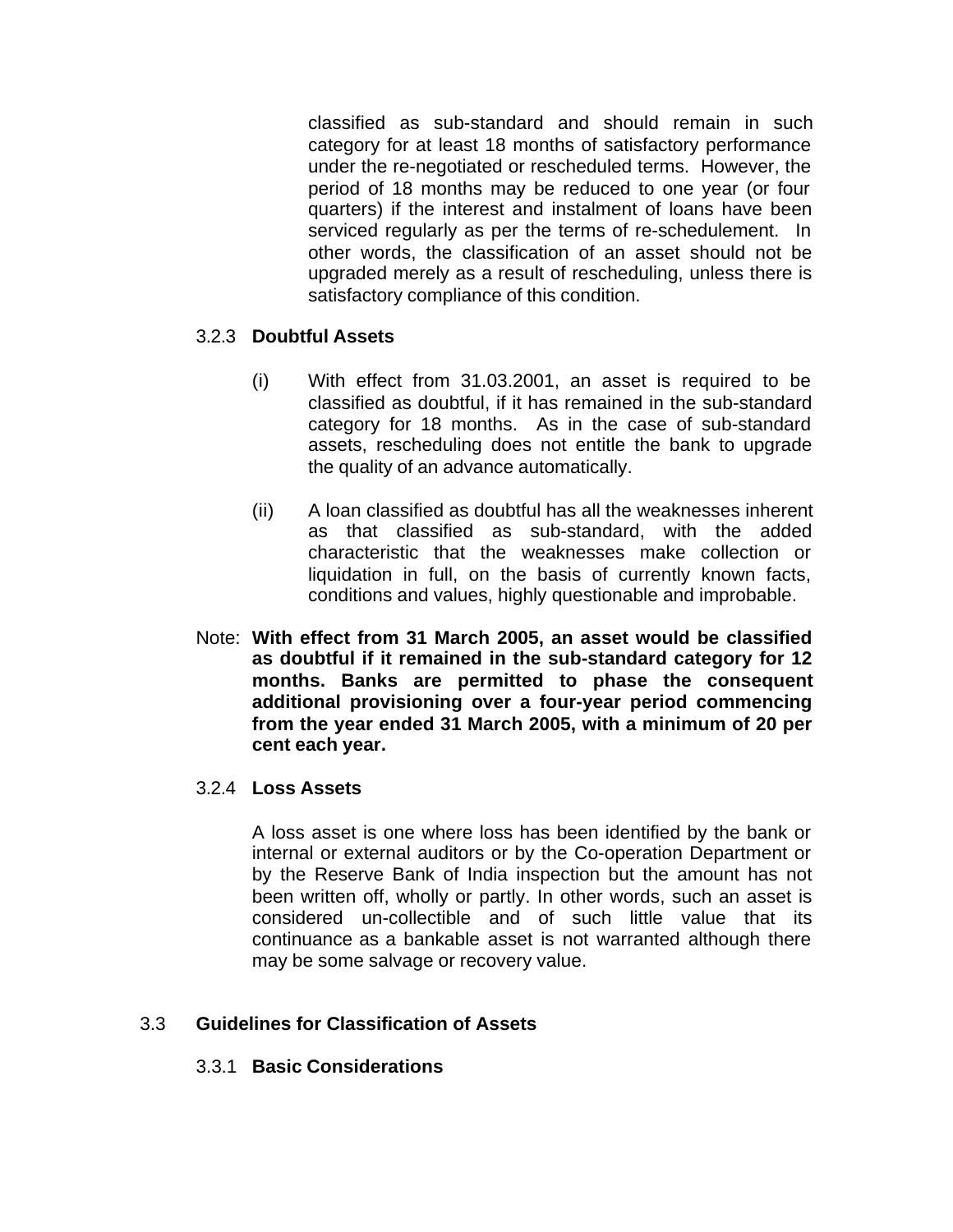classified as sub-standard and should remain in such category for at least 18 months of satisfactory performance under the re-negotiated or rescheduled terms. However, the period of 18 months may be reduced to one year (or four quarters) if the interest and instalment of loans have been serviced regularly as per the terms of re-schedulement. In other words, the classification of an asset should not be upgraded merely as a result of rescheduling, unless there is satisfactory compliance of this condition.

#### 3.2.3 **Doubtful Assets**

(i) With effect from 31.03.2001, an asset is required to be classified as doubtful, if it has remained in the sub-standard category for 18 months. As in the case of sub-standard assets, rescheduling does not entitle the bank to upgrade the quality of an advance automatically.

(ii) A loan classified as doubtful has all the weaknesses inherent as that classified as sub-standard, with the added characteristic that the weaknesses make collection or liquidation in full, on the basis of currently known facts, conditions and values, highly questionable and improbable.

Note: **With effect from 31 March 2005, an asset would be classified as doubtful if it remained in the sub-standard category for 12 months. Banks are permitted to phase the consequent additional provisioning over a four-year period commencing from the year ended 31 March 2005, with a minimum of 20 per cent each year.**

#### 3.2.4 **Loss Assets**

A loss asset is one where loss has been identified by the bank or internal or external auditors or by the Co-operation Department or by the Reserve Bank of India inspection but the amount has not been written off, wholly or partly. In other words, such an asset is considered un-collectible and of such little value that its continuance as a bankable asset is not warranted although there may be some salvage or recovery value.

### 3.3 **Guidelines for Classification of Assets**

#### 3.3.1 **Basic Considerations**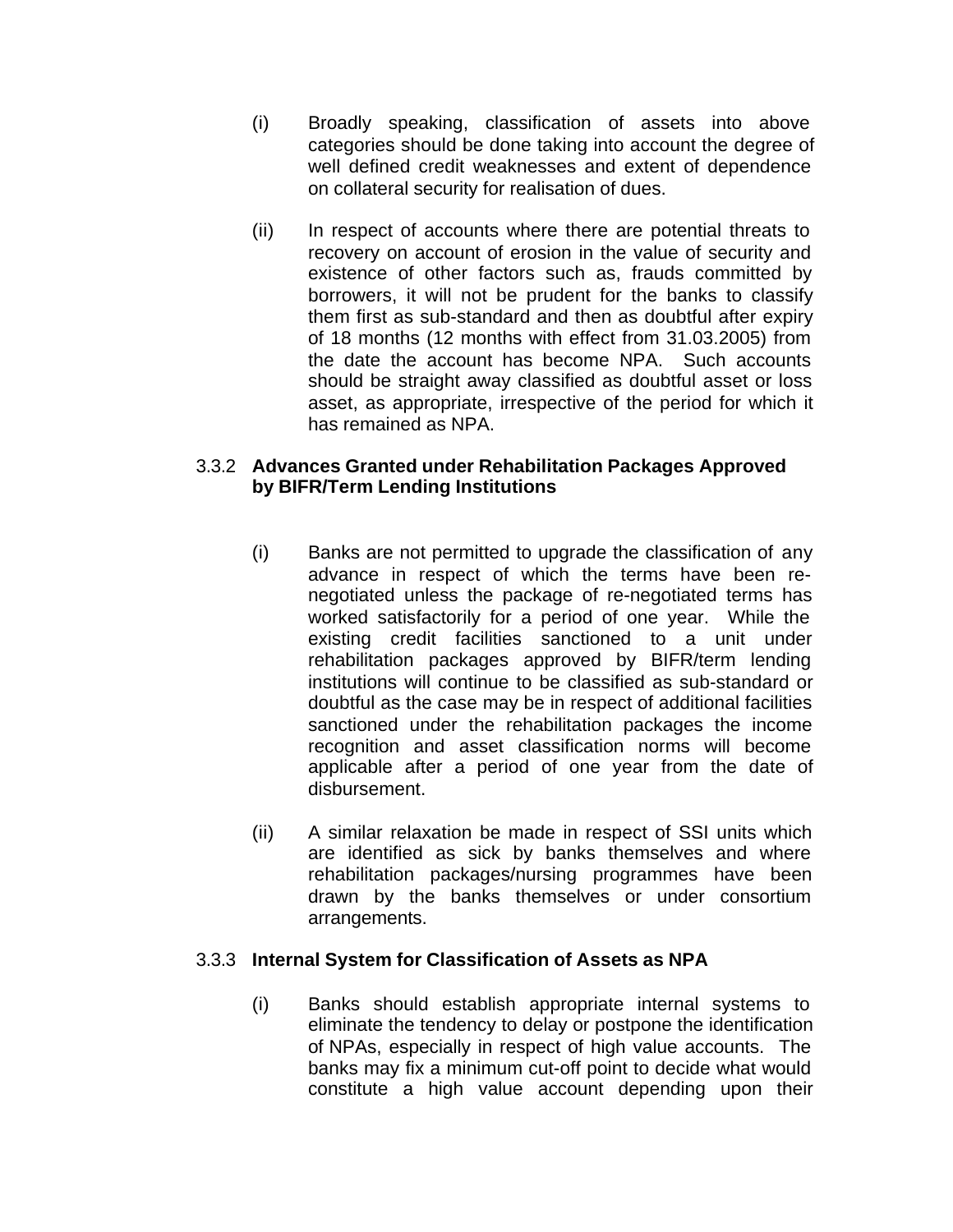(i) Broadly speaking, classification of assets into above categories should be done taking into account the degree of well defined credit weaknesses and extent of dependence on collateral security for realisation of dues.

(ii) In respect of accounts where there are potential threats to recovery on account of erosion in the value of security and existence of other factors such as, frauds committed by borrowers, it will not be prudent for the banks to classify them first as sub-standard and then as doubtful after expiry of 18 months (12 months with effect from 31.03.2005) from the date the account has become NPA. Such accounts should be straight away classified as doubtful asset or loss asset, as appropriate, irrespective of the period for which it has remained as NPA.

### 3.3.2 Advances Granted under Rehabilitation Packages Approved by BIFR/Term Lending Institutions

(i) Banks are not permitted to upgrade the classification of any advance in respect of which the terms have been re-negotiated unless the package of re-negotiated terms has worked satisfactorily for a period of one year. While the existing credit facilities sanctioned to a unit under rehabilitation packages approved by BIFR/term lending institutions will continue to be classified as sub-standard or doubtful as the case may be in respect of additional facilities sanctioned under the rehabilitation packages the income recognition and asset classification norms will become applicable after a period of one year from the date of disbursement.

(ii) A similar relaxation be made in respect of SSI units which are identified as sick by banks themselves and where rehabilitation packages/nursing programmes have been drawn by the banks themselves or under consortium arrangements.

### 3.3.3 Internal System for Classification of Assets as NPA

(i) Banks should establish appropriate internal systems to eliminate the tendency to delay or postpone the identification of NPAs, especially in respect of high value accounts. The banks may fix a minimum cut-off point to decide what would constitute a high value account depending upon their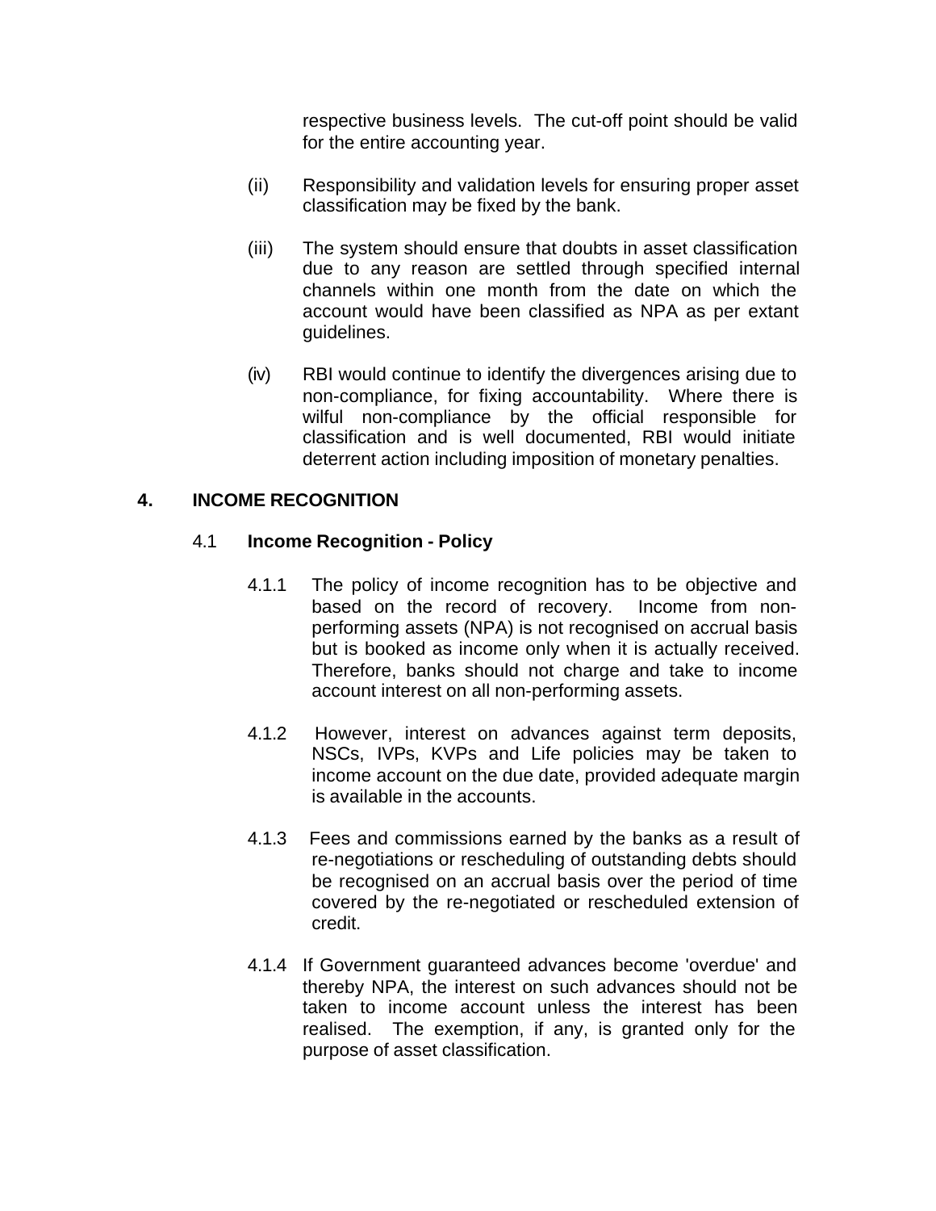respective business levels. The cut-off point should be valid for the entire accounting year.

(ii) Responsibility and validation levels for ensuring proper asset classification may be fixed by the bank.

(iii) The system should ensure that doubts in asset classification due to any reason are settled through specified internal channels within one month from the date on which the account would have been classified as NPA as per extant guidelines.

(iv) RBI would continue to identify the divergences arising due to non-compliance, for fixing accountability. Where there is wilful non-compliance by the official responsible for classification and is well documented, RBI would initiate deterrent action including imposition of monetary penalties.

## 4. INCOME RECOGNITION

### 4.1 Income Recognition - Policy

4.1.1 The policy of income recognition has to be objective and based on the record of recovery. Income from non-performing assets (NPA) is not recognised on accrual basis but is booked as income only when it is actually received. Therefore, banks should not charge and take to income account interest on all non-performing assets.

4.1.2 However, interest on advances against term deposits, NSCs, IVPs, KVPs and Life policies may be taken to income account on the due date, provided adequate margin is available in the accounts.

4.1.3 Fees and commissions earned by the banks as a result of re-negotiations or rescheduling of outstanding debts should be recognised on an accrual basis over the period of time covered by the re-negotiated or rescheduled extension of credit.

4.1.4 If Government guaranteed advances become 'overdue' and thereby NPA, the interest on such advances should not be taken to income account unless the interest has been realised. The exemption, if any, is granted only for the purpose of asset classification.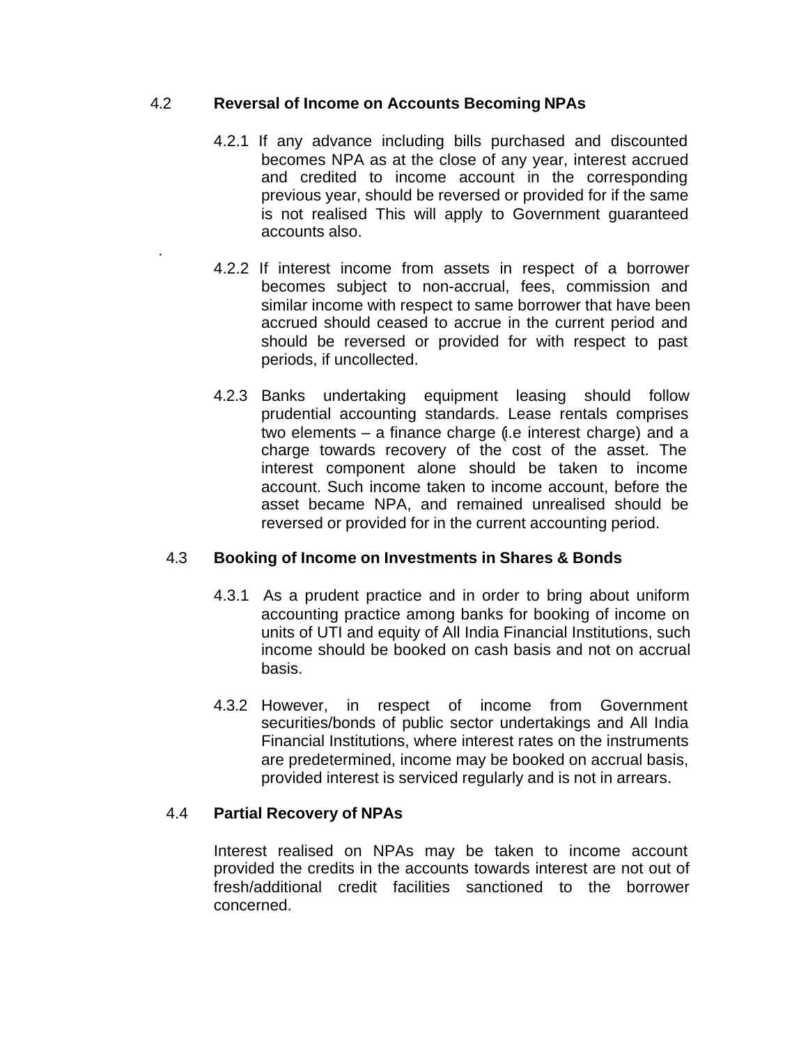### 4.2 Reversal of Income on Accounts Becoming NPAs

4.2.1 If any advance including bills purchased and discounted becomes NPA as at the close of any year, interest accrued and credited to income account in the corresponding previous year, should be reversed or provided for if the same is not realised This will apply to Government guaranteed accounts also.

4.2.2 If interest income from assets in respect of a borrower becomes subject to non-accrual, fees, commission and similar income with respect to same borrower that have been accrued should ceased to accrue in the current period and should be reversed or provided for with respect to past periods, if uncollected.

4.2.3 Banks undertaking equipment leasing should follow prudential accounting standards. Lease rentals comprises two elements – a finance charge (i.e interest charge) and a charge towards recovery of the cost of the asset. The interest component alone should be taken to income account. Such income taken to income account, before the asset became NPA, and remained unrealised should be reversed or provided for in the current accounting period.

### 4.3 Booking of Income on Investments in Shares & Bonds

4.3.1 As a prudent practice and in order to bring about uniform accounting practice among banks for booking of income on units of UTI and equity of All India Financial Institutions, such income should be booked on cash basis and not on accrual basis.

4.3.2 However, in respect of income from Government securities/bonds of public sector undertakings and All India Financial Institutions, where interest rates on the instruments are predetermined, income may be booked on accrual basis, provided interest is serviced regularly and is not in arrears.

### 4.4 Partial Recovery of NPAs

Interest realised on NPAs may be taken to income account provided the credits in the accounts towards interest are not out of fresh/additional credit facilities sanctioned to the borrower concerned.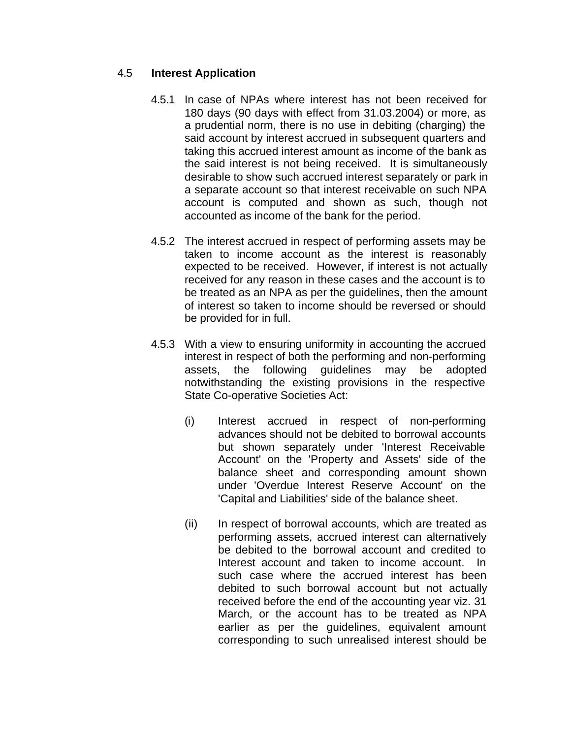### 4.5 **Interest Application**

4.5.1 In case of NPAs where interest has not been received for 180 days (90 days with effect from 31.03.2004) or more, as a prudential norm, there is no use in debiting (charging) the said account by interest accrued in subsequent quarters and taking this accrued interest amount as income of the bank as the said interest is not being received. It is simultaneously desirable to show such accrued interest separately or park in a separate account so that interest receivable on such NPA account is computed and shown as such, though not accounted as income of the bank for the period.

4.5.2 The interest accrued in respect of performing assets may be taken to income account as the interest is reasonably expected to be received. However, if interest is not actually received for any reason in these cases and the account is to be treated as an NPA as per the guidelines, then the amount of interest so taken to income should be reversed or should be provided for in full.

4.5.3 With a view to ensuring uniformity in accounting the accrued interest in respect of both the performing and non-performing assets, the following guidelines may be adopted notwithstanding the existing provisions in the respective State Co-operative Societies Act:

(i) Interest accrued in respect of non-performing advances should not be debited to borrowal accounts but shown separately under 'Interest Receivable Account' on the 'Property and Assets' side of the balance sheet and corresponding amount shown under 'Overdue Interest Reserve Account' on the 'Capital and Liabilities' side of the balance sheet.

(ii) In respect of borrowal accounts, which are treated as performing assets, accrued interest can alternatively be debited to the borrowal account and credited to Interest account and taken to income account. In such case where the accrued interest has been debited to such borrowal account but not actually received before the end of the accounting year viz. 31 March, or the account has to be treated as NPA earlier as per the guidelines, equivalent amount corresponding to such unrealised interest should be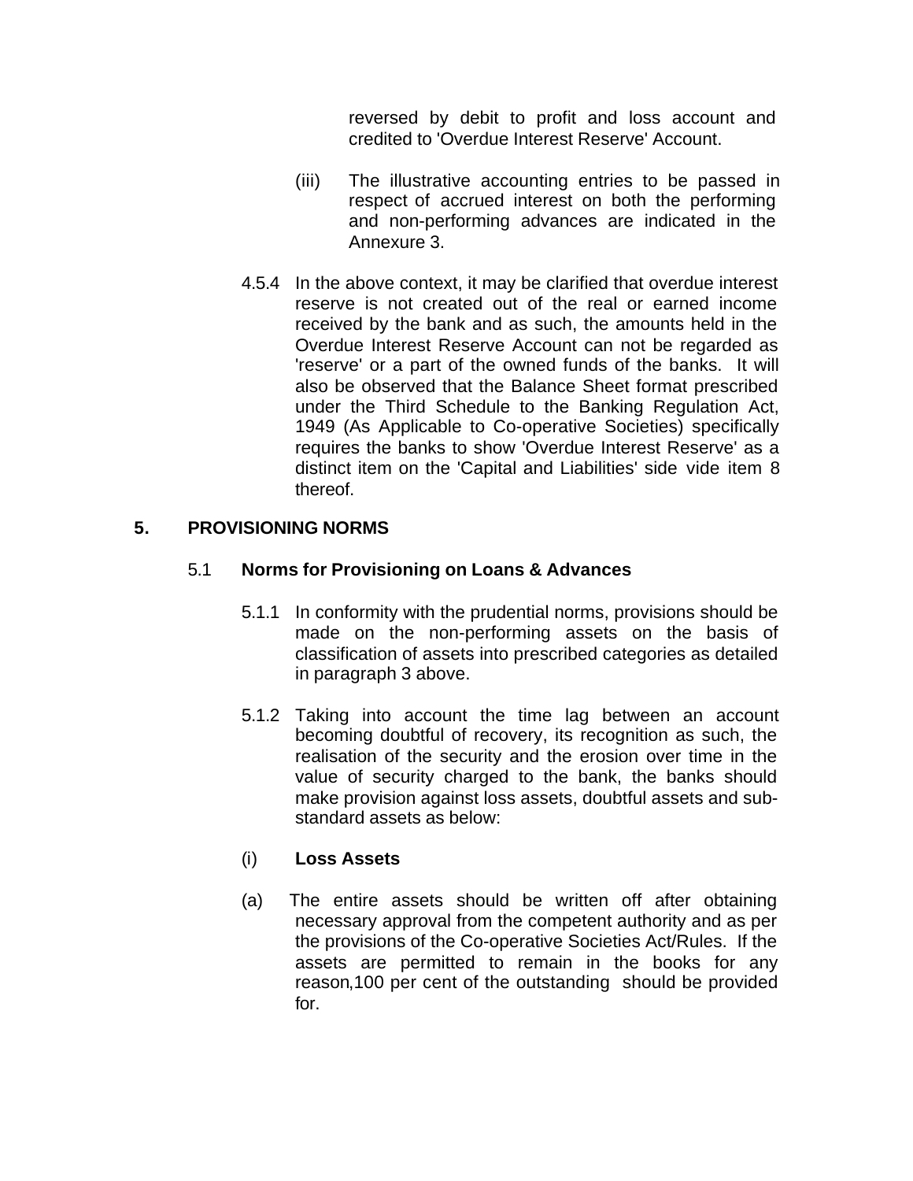reversed by debit to profit and loss account and credited to 'Overdue Interest Reserve' Account.

(iii) The illustrative accounting entries to be passed in respect of accrued interest on both the performing and non-performing advances are indicated in the Annexure 3.

4.5.4 In the above context, it may be clarified that overdue interest reserve is not created out of the real or earned income received by the bank and as such, the amounts held in the Overdue Interest Reserve Account can not be regarded as 'reserve' or a part of the owned funds of the banks. It will also be observed that the Balance Sheet format prescribed under the Third Schedule to the Banking Regulation Act, 1949 (As Applicable to Co-operative Societies) specifically requires the banks to show 'Overdue Interest Reserve' as a distinct item on the 'Capital and Liabilities' side vide item 8 thereof.

## 5. PROVISIONING NORMS

### 5.1 Norms for Provisioning on Loans & Advances

5.1.1 In conformity with the prudential norms, provisions should be made on the non-performing assets on the basis of classification of assets into prescribed categories as detailed in paragraph 3 above.

5.1.2 Taking into account the time lag between an account becoming doubtful of recovery, its recognition as such, the realisation of the security and the erosion over time in the value of security charged to the bank, the banks should make provision against loss assets, doubtful assets and sub-standard assets as below:

(i) **Loss Assets**

(a) The entire assets should be written off after obtaining necessary approval from the competent authority and as per the provisions of the Co-operative Societies Act/Rules. If the assets are permitted to remain in the books for any reason,100 per cent of the outstanding should be provided for.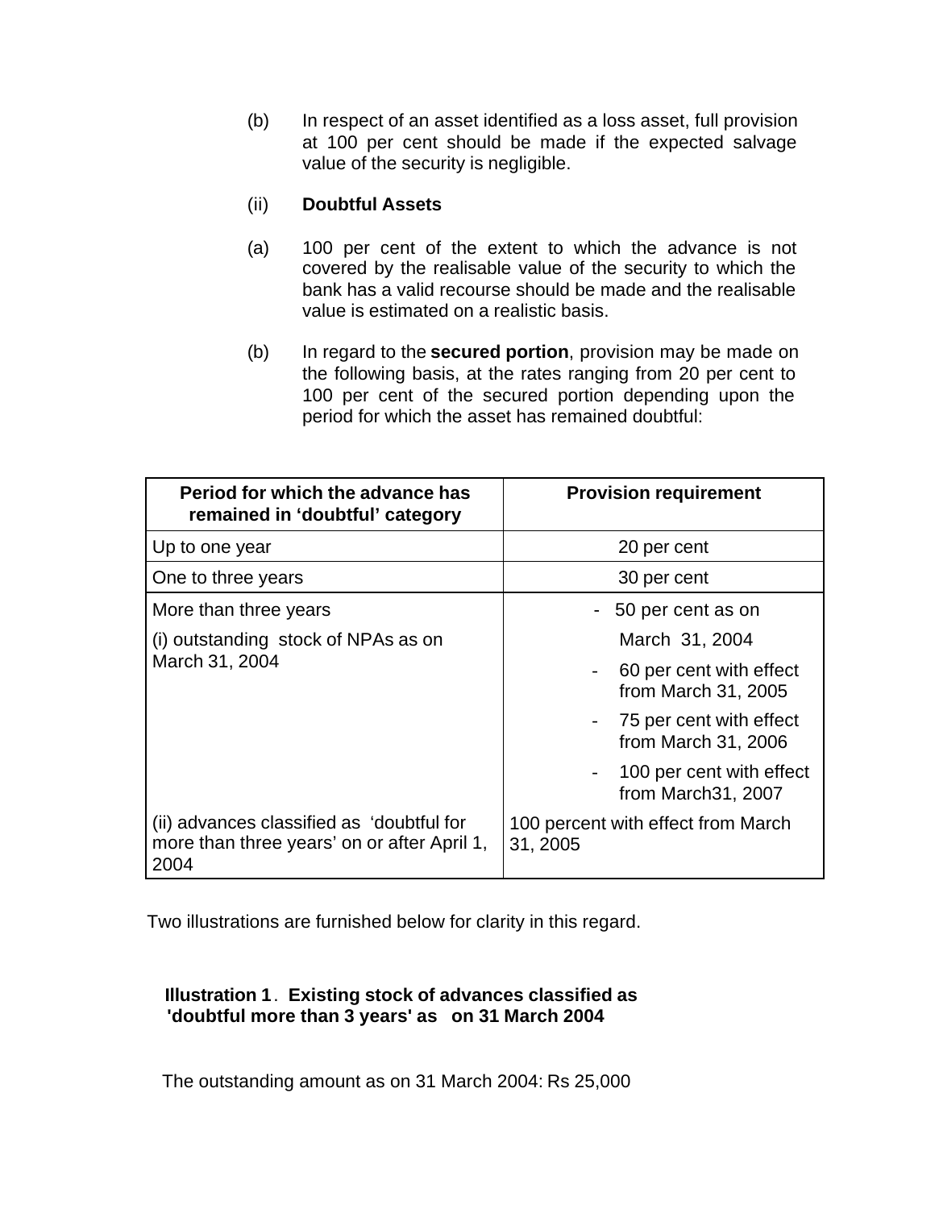(b) In respect of an asset identified as a loss asset, full provision at 100 per cent should be made if the expected salvage value of the security is negligible.

(ii) **Doubtful Assets**

(a) 100 per cent of the extent to which the advance is not covered by the realisable value of the security to which the bank has a valid recourse should be made and the realisable value is estimated on a realistic basis.

(b) In regard to the **secured portion**, provision may be made on the following basis, at the rates ranging from 20 per cent to 100 per cent of the secured portion depending upon the period for which the asset has remained doubtful:

| Period for which the advance has remained in 'doubtful' category | Provision requirement |
|---|---|
| Up to one year | 20 per cent |
| One to three years | 30 per cent |
| More than three years<br>(i) outstanding stock of NPAs as on March 31, 2004 | - 50 per cent as on March 31, 2004<br>- 60 per cent with effect from March 31, 2005<br>- 75 per cent with effect from March 31, 2006<br>- 100 per cent with effect from March31, 2007 |
| (ii) advances classified as 'doubtful for more than three years' on or after April 1, 2004 | 100 percent with effect from March 31, 2005 |

Two illustrations are furnished below for clarity in this regard.

**Illustration 1**. **Existing stock of advances classified as 'doubtful more than 3 years' as on 31 March 2004**

The outstanding amount as on 31 March 2004: Rs 25,000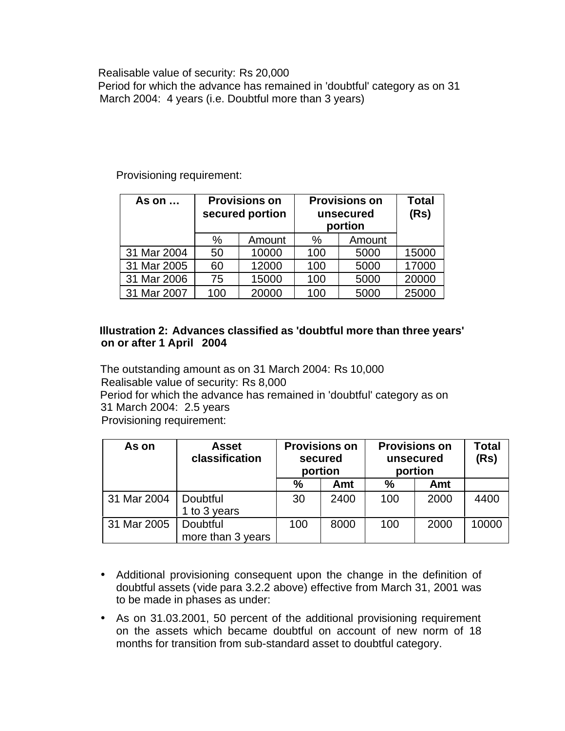Realisable value of security: Rs 20,000

Period for which the advance has remained in 'doubtful' category as on 31 March 2004: 4 years (i.e. Doubtful more than 3 years)

Provisioning requirement:

| As on … | Provisions on secured portion | | Provisions on unsecured portion | | Total (Rs) |
|---|---|---|---|---|---|
| | % | Amount | % | Amount | |
| 31 Mar 2004 | 50 | 10000 | 100 | 5000 | 15000 |
| 31 Mar 2005 | 60 | 12000 | 100 | 5000 | 17000 |
| 31 Mar 2006 | 75 | 15000 | 100 | 5000 | 20000 |
| 31 Mar 2007 | 100 | 20000 | 100 | 5000 | 25000 |

**Illustration 2: Advances classified as 'doubtful more than three years' on or after 1 April 2004**

The outstanding amount as on 31 March 2004: Rs 10,000

Realisable value of security: Rs 8,000

Period for which the advance has remained in 'doubtful' category as on 31 March 2004: 2.5 years

Provisioning requirement:

| As on | Asset classification | Provisions on secured portion | | Provisions on unsecured portion | | Total (Rs) |
|---|---|---|---|---|---|---|
| | | % | Amt | % | Amt | |
| 31 Mar 2004 | Doubtful 1 to 3 years | 30 | 2400 | 100 | 2000 | 4400 |
| 31 Mar 2005 | Doubtful more than 3 years | 100 | 8000 | 100 | 2000 | 10000 |

- Additional provisioning consequent upon the change in the definition of doubtful assets (vide para 3.2.2 above) effective from March 31, 2001 was to be made in phases as under:
- As on 31.03.2001, 50 percent of the additional provisioning requirement on the assets which became doubtful on account of new norm of 18 months for transition from sub-standard asset to doubtful category.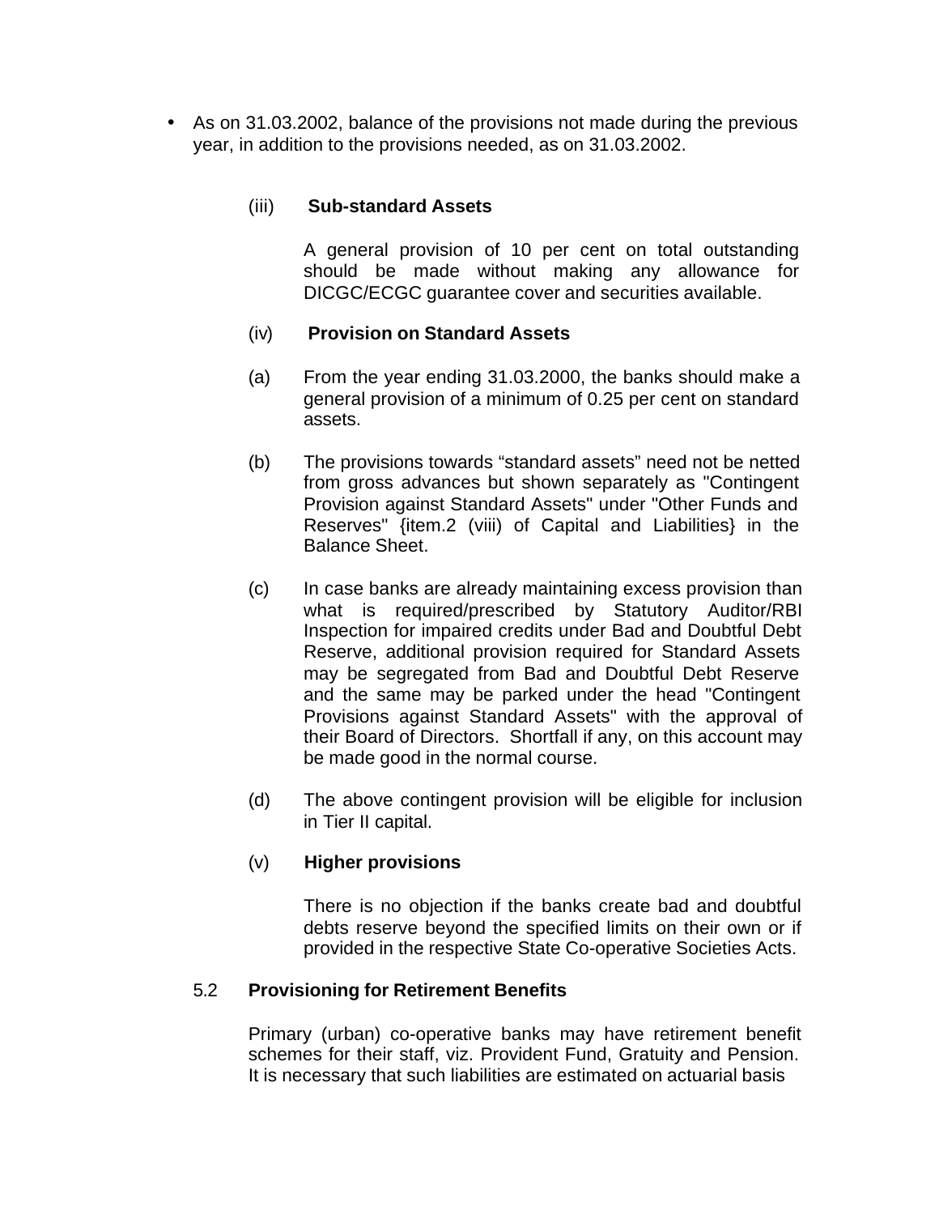- As on 31.03.2002, balance of the provisions not made during the previous year, in addition to the provisions needed, as on 31.03.2002.

(iii) **Sub-standard Assets**

A general provision of 10 per cent on total outstanding should be made without making any allowance for DICGC/ECGC guarantee cover and securities available.

(iv) **Provision on Standard Assets**

(a) From the year ending 31.03.2000, the banks should make a general provision of a minimum of 0.25 per cent on standard assets.

(b) The provisions towards "standard assets" need not be netted from gross advances but shown separately as "Contingent Provision against Standard Assets" under "Other Funds and Reserves" {item.2 (viii) of Capital and Liabilities} in the Balance Sheet.

(c) In case banks are already maintaining excess provision than what is required/prescribed by Statutory Auditor/RBI Inspection for impaired credits under Bad and Doubtful Debt Reserve, additional provision required for Standard Assets may be segregated from Bad and Doubtful Debt Reserve and the same may be parked under the head "Contingent Provisions against Standard Assets" with the approval of their Board of Directors. Shortfall if any, on this account may be made good in the normal course.

(d) The above contingent provision will be eligible for inclusion in Tier II capital.

(v) **Higher provisions**

There is no objection if the banks create bad and doubtful debts reserve beyond the specified limits on their own or if provided in the respective State Co-operative Societies Acts.

5.2 **Provisioning for Retirement Benefits**

Primary (urban) co-operative banks may have retirement benefit schemes for their staff, viz. Provident Fund, Gratuity and Pension. It is necessary that such liabilities are estimated on actuarial basis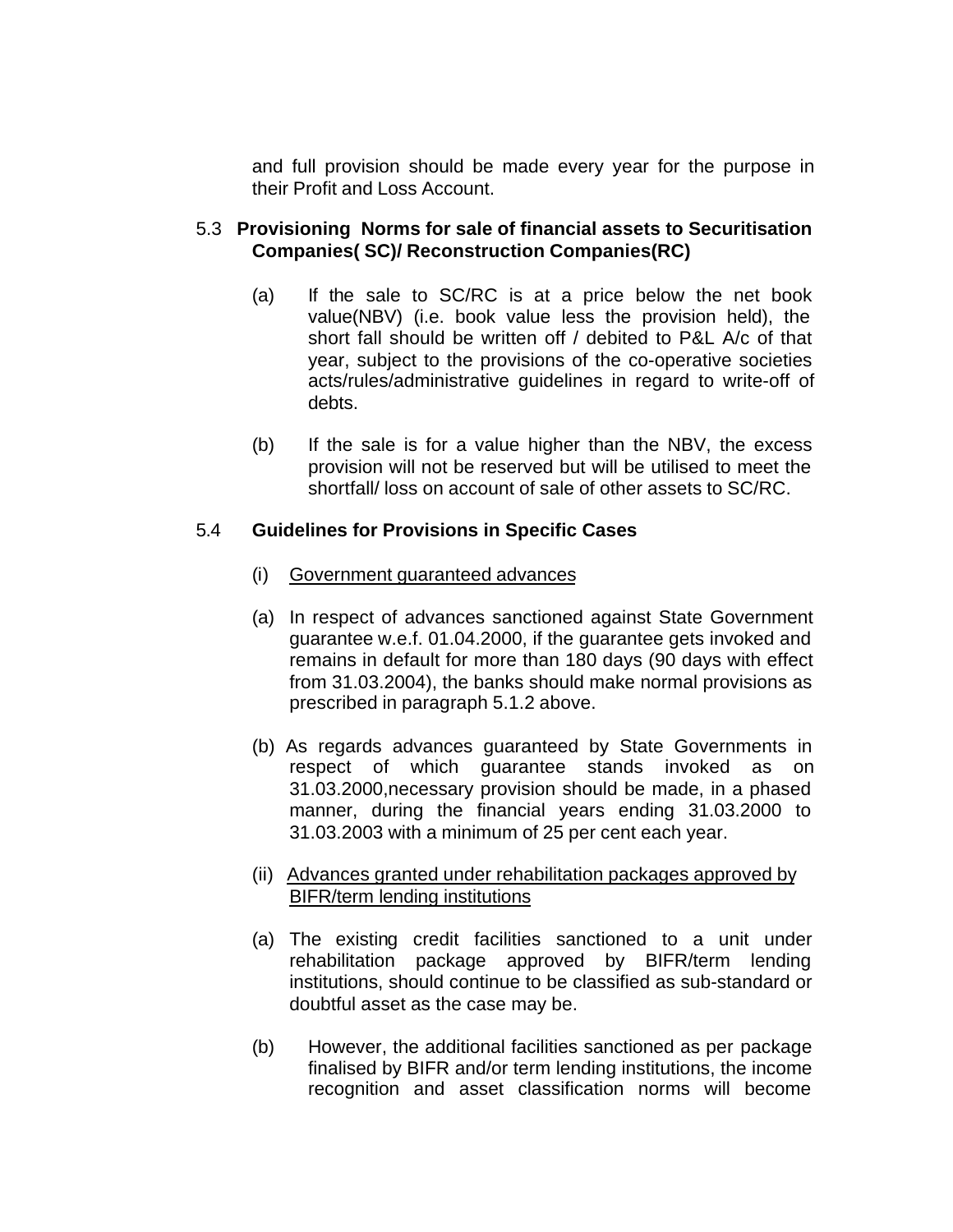and full provision should be made every year for the purpose in their Profit and Loss Account.

### 5.3 Provisioning Norms for sale of financial assets to Securitisation Companies( SC)/ Reconstruction Companies(RC)

(a) If the sale to SC/RC is at a price below the net book value(NBV) (i.e. book value less the provision held), the short fall should be written off / debited to P&L A/c of that year, subject to the provisions of the co-operative societies acts/rules/administrative guidelines in regard to write-off of debts.

(b) If the sale is for a value higher than the NBV, the excess provision will not be reserved but will be utilised to meet the shortfall/ loss on account of sale of other assets to SC/RC.

### 5.4 Guidelines for Provisions in Specific Cases

(i) Government guaranteed advances

(a) In respect of advances sanctioned against State Government guarantee w.e.f. 01.04.2000, if the guarantee gets invoked and remains in default for more than 180 days (90 days with effect from 31.03.2004), the banks should make normal provisions as prescribed in paragraph 5.1.2 above.

(b) As regards advances guaranteed by State Governments in respect of which guarantee stands invoked as on 31.03.2000,necessary provision should be made, in a phased manner, during the financial years ending 31.03.2000 to 31.03.2003 with a minimum of 25 per cent each year.

(ii) Advances granted under rehabilitation packages approved by BIFR/term lending institutions

(a) The existing credit facilities sanctioned to a unit under rehabilitation package approved by BIFR/term lending institutions, should continue to be classified as sub-standard or doubtful asset as the case may be.

(b) However, the additional facilities sanctioned as per package finalised by BIFR and/or term lending institutions, the income recognition and asset classification norms will become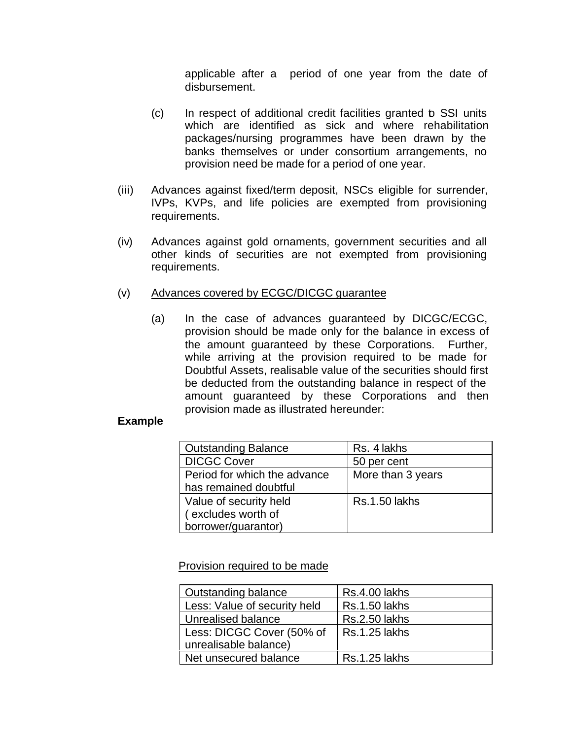applicable after a period of one year from the date of disbursement.

(c) In respect of additional credit facilities granted to SSI units which are identified as sick and where rehabilitation packages/nursing programmes have been drawn by the banks themselves or under consortium arrangements, no provision need be made for a period of one year.

(iii) Advances against fixed/term deposit, NSCs eligible for surrender, IVPs, KVPs, and life policies are exempted from provisioning requirements.

(iv) Advances against gold ornaments, government securities and all other kinds of securities are not exempted from provisioning requirements.

(v) <u>Advances covered by ECGC/DICGC guarantee</u>

(a) In the case of advances guaranteed by DICGC/ECGC, provision should be made only for the balance in excess of the amount guaranteed by these Corporations. Further, while arriving at the provision required to be made for Doubtful Assets, realisable value of the securities should first be deducted from the outstanding balance in respect of the amount guaranteed by these Corporations and then provision made as illustrated hereunder:

**Example**

| | |
|---|---|
| Outstanding Balance | Rs. 4 lakhs |
| DICGC Cover | 50 per cent |
| Period for which the advance has remained doubtful | More than 3 years |
| Value of security held ( excludes worth of borrower/guarantor) | Rs.1.50 lakhs |

<u>Provision required to be made</u>

| | |
|---|---|
| Outstanding balance | Rs.4.00 lakhs |
| Less: Value of security held | Rs.1.50 lakhs |
| Unrealised balance | Rs.2.50 lakhs |
| Less: DICGC Cover (50% of unrealisable balance) | Rs.1.25 lakhs |
| Net unsecured balance | Rs.1.25 lakhs |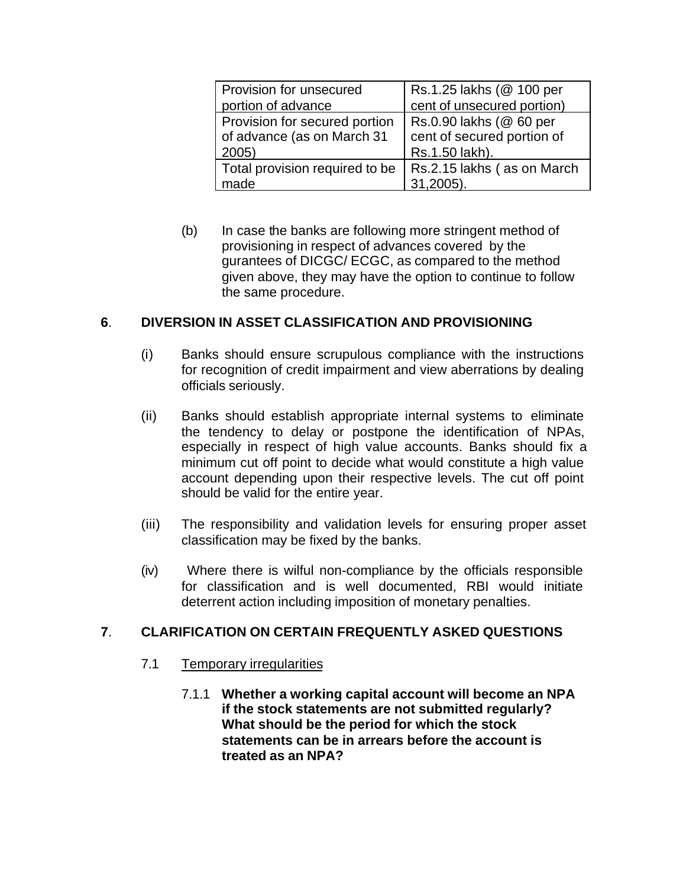| Provision for unsecured portion of advance | Rs.1.25 lakhs (@ 100 per cent of unsecured portion) |
|---|---|
| Provision for secured portion of advance (as on March 31 2005) | Rs.0.90 lakhs (@ 60 per cent of secured portion of Rs.1.50 lakh). |
| Total provision required to be made | Rs.2.15 lakhs ( as on March 31,2005). |

(b) In case the banks are following more stringent method of provisioning in respect of advances covered by the gurantees of DICGC/ ECGC, as compared to the method given above, they may have the option to continue to follow the same procedure.

## 6. DIVERSION IN ASSET CLASSIFICATION AND PROVISIONING

(i) Banks should ensure scrupulous compliance with the instructions for recognition of credit impairment and view aberrations by dealing officials seriously.

(ii) Banks should establish appropriate internal systems to eliminate the tendency to delay or postpone the identification of NPAs, especially in respect of high value accounts. Banks should fix a minimum cut off point to decide what would constitute a high value account depending upon their respective levels. The cut off point should be valid for the entire year.

(iii) The responsibility and validation levels for ensuring proper asset classification may be fixed by the banks.

(iv) Where there is wilful non-compliance by the officials responsible for classification and is well documented, RBI would initiate deterrent action including imposition of monetary penalties.

## 7. CLARIFICATION ON CERTAIN FREQUENTLY ASKED QUESTIONS

### 7.1 Temporary irregularities

7.1.1 **Whether a working capital account will become an NPA if the stock statements are not submitted regularly? What should be the period for which the stock statements can be in arrears before the account is treated as an NPA?**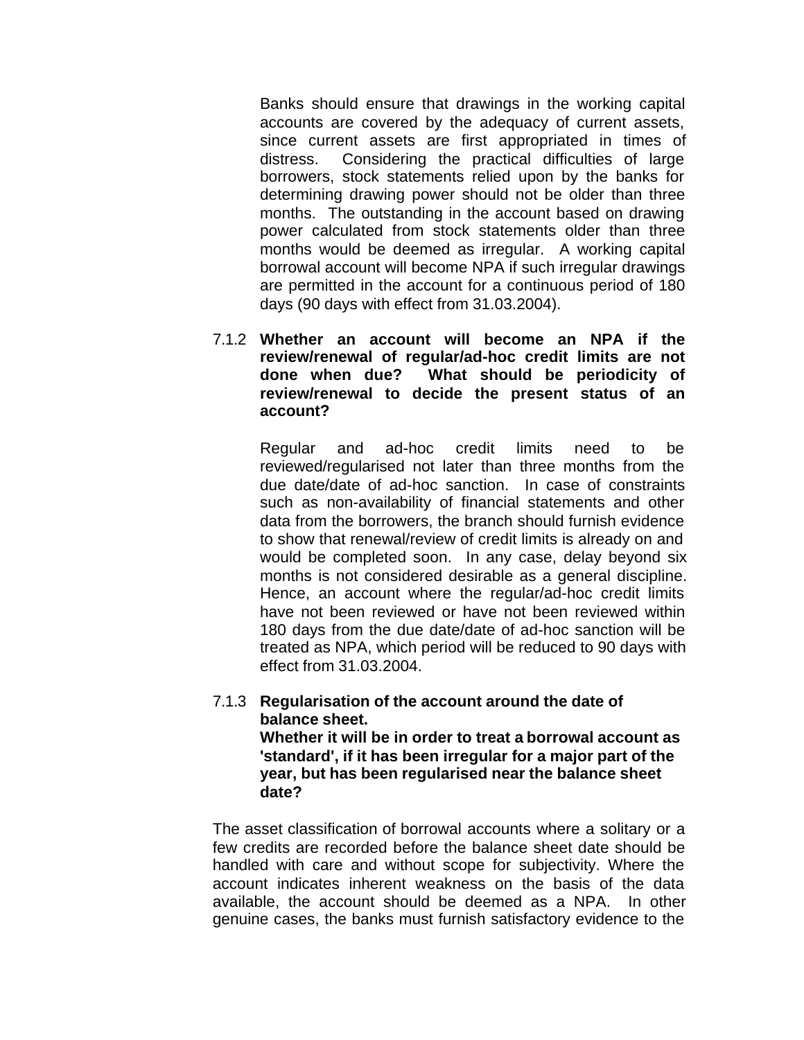Banks should ensure that drawings in the working capital accounts are covered by the adequacy of current assets, since current assets are first appropriated in times of distress. Considering the practical difficulties of large borrowers, stock statements relied upon by the banks for determining drawing power should not be older than three months. The outstanding in the account based on drawing power calculated from stock statements older than three months would be deemed as irregular. A working capital borrowal account will become NPA if such irregular drawings are permitted in the account for a continuous period of 180 days (90 days with effect from 31.03.2004).

7.1.2 **Whether an account will become an NPA if the review/renewal of regular/ad-hoc credit limits are not done when due? What should be periodicity of review/renewal to decide the present status of an account?**

Regular and ad-hoc credit limits need to be reviewed/regularised not later than three months from the due date/date of ad-hoc sanction. In case of constraints such as non-availability of financial statements and other data from the borrowers, the branch should furnish evidence to show that renewal/review of credit limits is already on and would be completed soon. In any case, delay beyond six months is not considered desirable as a general discipline. Hence, an account where the regular/ad-hoc credit limits have not been reviewed or have not been reviewed within 180 days from the due date/date of ad-hoc sanction will be treated as NPA, which period will be reduced to 90 days with effect from 31.03.2004.

7.1.3 **Regularisation of the account around the date of balance sheet.**
**Whether it will be in order to treat a borrowal account as 'standard', if it has been irregular for a major part of the year, but has been regularised near the balance sheet date?**

The asset classification of borrowal accounts where a solitary or a few credits are recorded before the balance sheet date should be handled with care and without scope for subjectivity. Where the account indicates inherent weakness on the basis of the data available, the account should be deemed as a NPA. In other genuine cases, the banks must furnish satisfactory evidence to the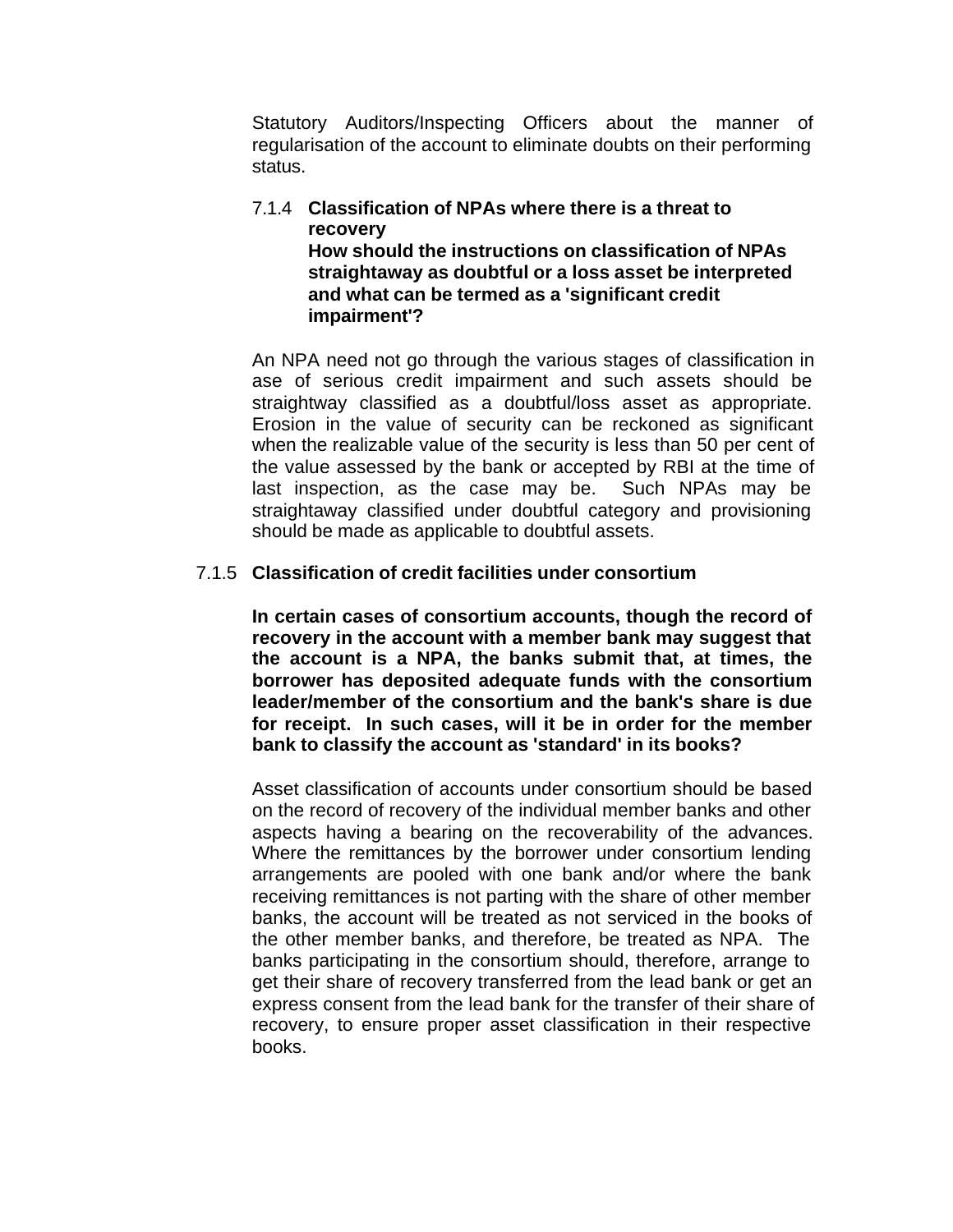Statutory Auditors/Inspecting Officers about the manner of regularisation of the account to eliminate doubts on their performing status.

#### 7.1.4 Classification of NPAs where there is a threat to recovery

**How should the instructions on classification of NPAs straightaway as doubtful or a loss asset be interpreted and what can be termed as a 'significant credit impairment'?**

An NPA need not go through the various stages of classification in ase of serious credit impairment and such assets should be straightway classified as a doubtful/loss asset as appropriate. Erosion in the value of security can be reckoned as significant when the realizable value of the security is less than 50 per cent of the value assessed by the bank or accepted by RBI at the time of last inspection, as the case may be. Such NPAs may be straightaway classified under doubtful category and provisioning should be made as applicable to doubtful assets.

#### 7.1.5 Classification of credit facilities under consortium

**In certain cases of consortium accounts, though the record of recovery in the account with a member bank may suggest that the account is a NPA, the banks submit that, at times, the borrower has deposited adequate funds with the consortium leader/member of the consortium and the bank's share is due for receipt. In such cases, will it be in order for the member bank to classify the account as 'standard' in its books?**

Asset classification of accounts under consortium should be based on the record of recovery of the individual member banks and other aspects having a bearing on the recoverability of the advances. Where the remittances by the borrower under consortium lending arrangements are pooled with one bank and/or where the bank receiving remittances is not parting with the share of other member banks, the account will be treated as not serviced in the books of the other member banks, and therefore, be treated as NPA. The banks participating in the consortium should, therefore, arrange to get their share of recovery transferred from the lead bank or get an express consent from the lead bank for the transfer of their share of recovery, to ensure proper asset classification in their respective books.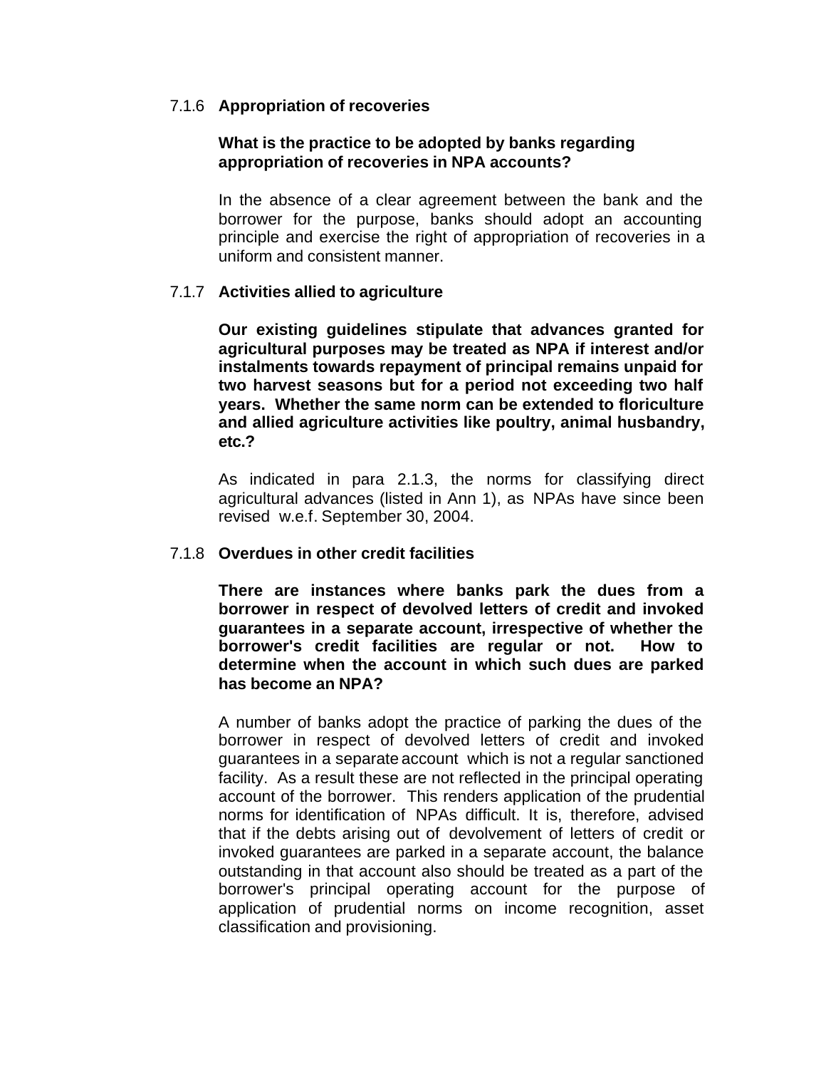### 7.1.6 Appropriation of recoveries

**What is the practice to be adopted by banks regarding appropriation of recoveries in NPA accounts?**

In the absence of a clear agreement between the bank and the borrower for the purpose, banks should adopt an accounting principle and exercise the right of appropriation of recoveries in a uniform and consistent manner.

### 7.1.7 Activities allied to agriculture

**Our existing guidelines stipulate that advances granted for agricultural purposes may be treated as NPA if interest and/or instalments towards repayment of principal remains unpaid for two harvest seasons but for a period not exceeding two half years. Whether the same norm can be extended to floriculture and allied agriculture activities like poultry, animal husbandry, etc.?**

As indicated in para 2.1.3, the norms for classifying direct agricultural advances (listed in Ann 1), as NPAs have since been revised w.e.f. September 30, 2004.

### 7.1.8 Overdues in other credit facilities

**There are instances where banks park the dues from a borrower in respect of devolved letters of credit and invoked guarantees in a separate account, irrespective of whether the borrower's credit facilities are regular or not. How to determine when the account in which such dues are parked has become an NPA?**

A number of banks adopt the practice of parking the dues of the borrower in respect of devolved letters of credit and invoked guarantees in a separate account which is not a regular sanctioned facility. As a result these are not reflected in the principal operating account of the borrower. This renders application of the prudential norms for identification of NPAs difficult. It is, therefore, advised that if the debts arising out of devolvement of letters of credit or invoked guarantees are parked in a separate account, the balance outstanding in that account also should be treated as a part of the borrower's principal operating account for the purpose of application of prudential norms on income recognition, asset classification and provisioning.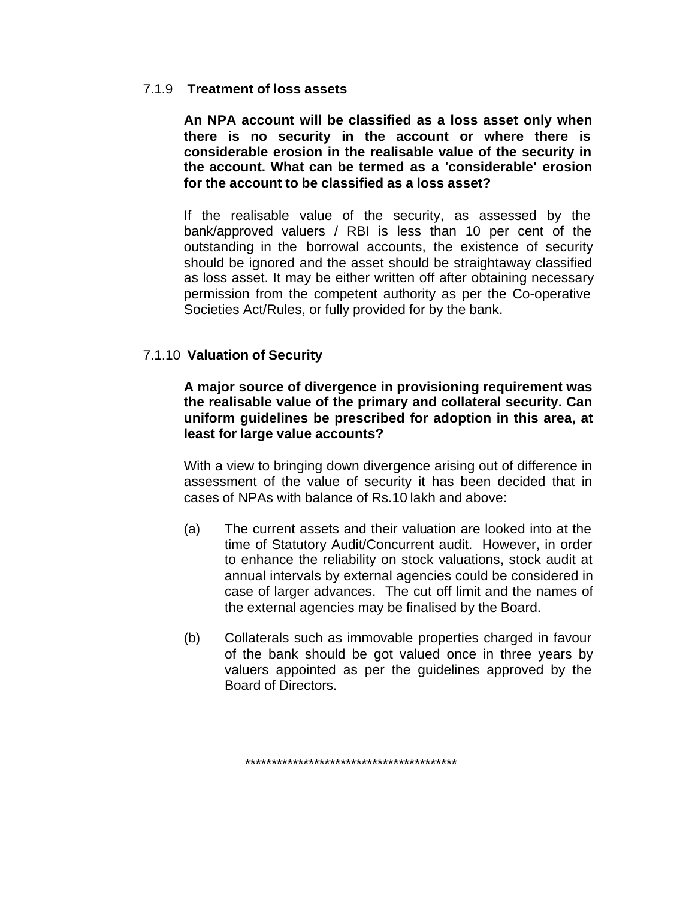### 7.1.9 Treatment of loss assets

**An NPA account will be classified as a loss asset only when there is no security in the account or where there is considerable erosion in the realisable value of the security in the account. What can be termed as a 'considerable' erosion for the account to be classified as a loss asset?**

If the realisable value of the security, as assessed by the bank/approved valuers / RBI is less than 10 per cent of the outstanding in the borrowal accounts, the existence of security should be ignored and the asset should be straightaway classified as loss asset. It may be either written off after obtaining necessary permission from the competent authority as per the Co-operative Societies Act/Rules, or fully provided for by the bank.

### 7.1.10 Valuation of Security

**A major source of divergence in provisioning requirement was the realisable value of the primary and collateral security. Can uniform guidelines be prescribed for adoption in this area, at least for large value accounts?**

With a view to bringing down divergence arising out of difference in assessment of the value of security it has been decided that in cases of NPAs with balance of Rs.10 lakh and above:

(a) The current assets and their valuation are looked into at the time of Statutory Audit/Concurrent audit. However, in order to enhance the reliability on stock valuations, stock audit at annual intervals by external agencies could be considered in case of larger advances. The cut off limit and the names of the external agencies may be finalised by the Board.

(b) Collaterals such as immovable properties charged in favour of the bank should be got valued once in three years by valuers appointed as per the guidelines approved by the Board of Directors.

*****************************************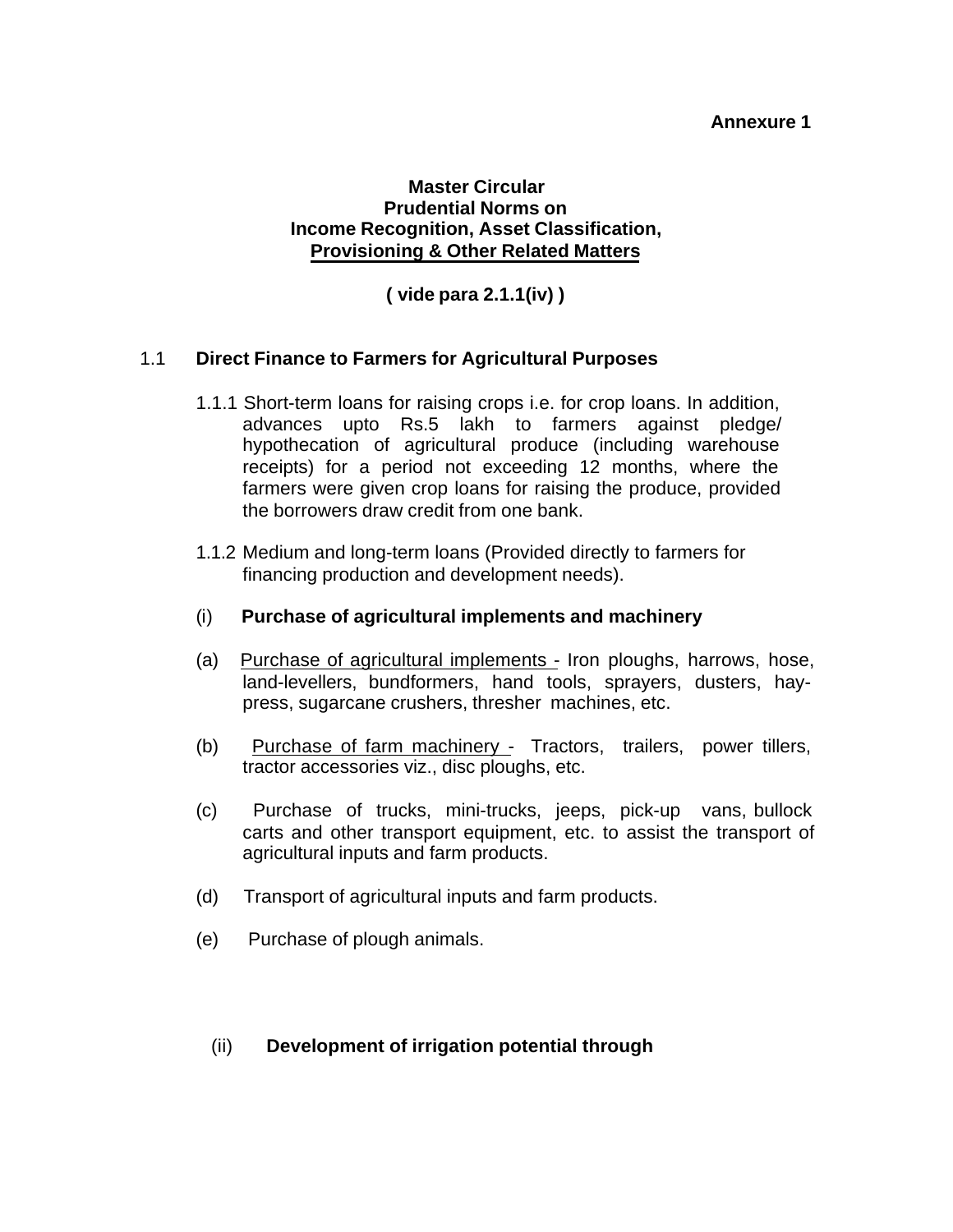**Annexure 1**

**Master Circular**
**Prudential Norms on**
**Income Recognition, Asset Classification,**
**Provisioning & Other Related Matters**

**( vide para 2.1.1(iv) )**

## 1.1 Direct Finance to Farmers for Agricultural Purposes

1.1.1 Short-term loans for raising crops i.e. for crop loans. In addition, advances upto Rs.5 lakh to farmers against pledge/ hypothecation of agricultural produce (including warehouse receipts) for a period not exceeding 12 months, where the farmers were given crop loans for raising the produce, provided the borrowers draw credit from one bank.

1.1.2 Medium and long-term loans (Provided directly to farmers for financing production and development needs).

(i) **Purchase of agricultural implements and machinery**

(a) Purchase of agricultural implements - Iron ploughs, harrows, hose, land-levellers, bundformers, hand tools, sprayers, dusters, hay-press, sugarcane crushers, thresher machines, etc.

(b) Purchase of farm machinery - Tractors, trailers, power tillers, tractor accessories viz., disc ploughs, etc.

(c) Purchase of trucks, mini-trucks, jeeps, pick-up vans, bullock carts and other transport equipment, etc. to assist the transport of agricultural inputs and farm products.

(d) Transport of agricultural inputs and farm products.

(e) Purchase of plough animals.

(ii) **Development of irrigation potential through**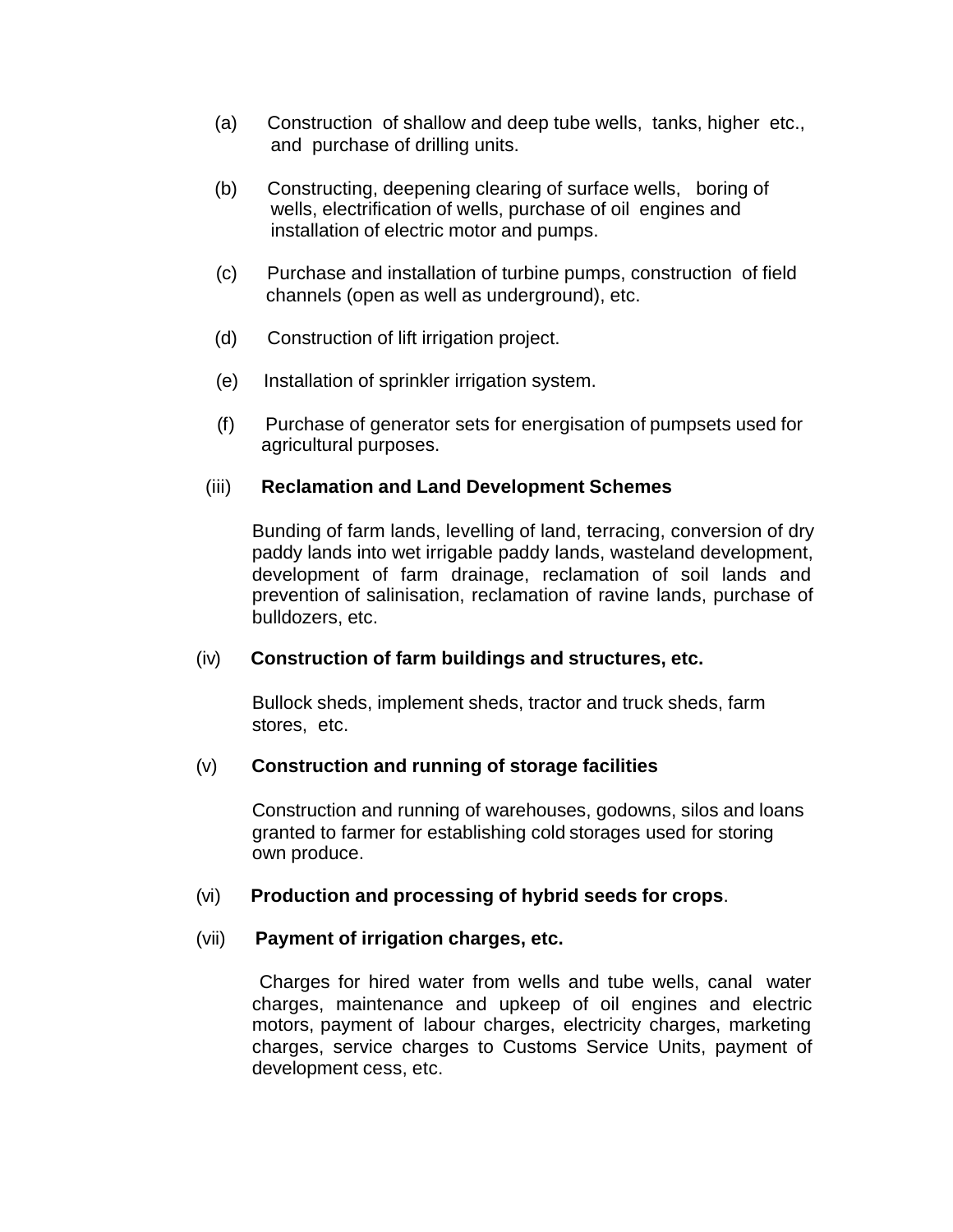(a) Construction of shallow and deep tube wells, tanks, higher etc., and purchase of drilling units.

(b) Constructing, deepening clearing of surface wells, boring of wells, electrification of wells, purchase of oil engines and installation of electric motor and pumps.

(c) Purchase and installation of turbine pumps, construction of field channels (open as well as underground), etc.

(d) Construction of lift irrigation project.

(e) Installation of sprinkler irrigation system.

(f) Purchase of generator sets for energisation of pumpsets used for agricultural purposes.

(iii) **Reclamation and Land Development Schemes**

Bunding of farm lands, levelling of land, terracing, conversion of dry paddy lands into wet irrigable paddy lands, wasteland development, development of farm drainage, reclamation of soil lands and prevention of salinisation, reclamation of ravine lands, purchase of bulldozers, etc.

(iv) **Construction of farm buildings and structures, etc.**

Bullock sheds, implement sheds, tractor and truck sheds, farm stores, etc.

(v) **Construction and running of storage facilities**

Construction and running of warehouses, godowns, silos and loans granted to farmer for establishing cold storages used for storing own produce.

(vi) **Production and processing of hybrid seeds for crops**.

(vii) **Payment of irrigation charges, etc.**

Charges for hired water from wells and tube wells, canal water charges, maintenance and upkeep of oil engines and electric motors, payment of labour charges, electricity charges, marketing charges, service charges to Customs Service Units, payment of development cess, etc.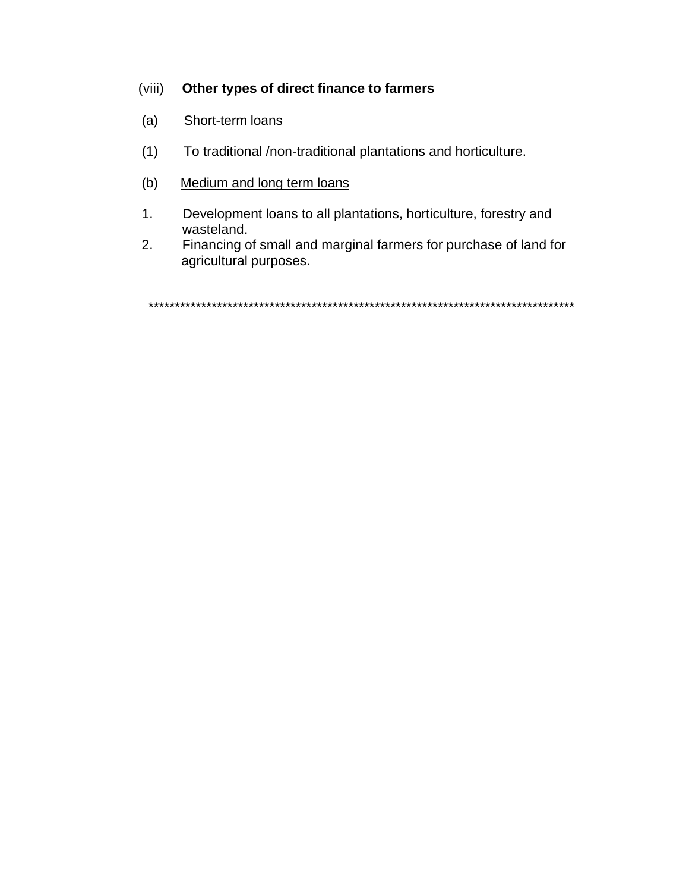(viii) **Other types of direct finance to farmers**

(a) <u>Short-term loans</u>

(1) To traditional /non-traditional plantations and horticulture.

(b) <u>Medium and long term loans</u>

1. Development loans to all plantations, horticulture, forestry and wasteland.
2. Financing of small and marginal farmers for purchase of land for agricultural purposes.

*************************************************************************************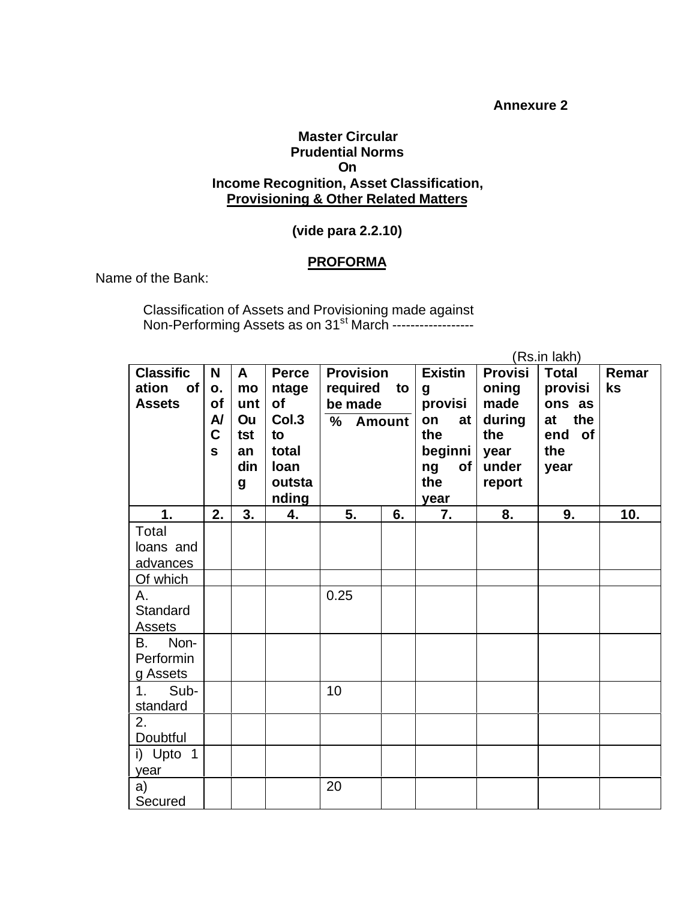**Annexure 2**

**Master Circular**
**Prudential Norms**
**On**
**Income Recognition, Asset Classification,**
**Provisioning & Other Related Matters**

**(vide para 2.2.10)**

**PROFORMA**

Name of the Bank:

Classification of Assets and Provisioning made against Non-Performing Assets as on 31st March -----------------

(Rs.in lakh)

| Classification of Assets | No. of A/Cs | Amount Outstanding | Percentage of Col.3 to total loan outstanding | Provision required to be made | | Existing provision at the beginning of the year | Provisioning made during the year under report | Total provisions as at the end of the year | Remarks |
|---|---|---|---|---|---|---|---|---|---|
| | | | | % | Amount | | | | |
| 1. | 2. | 3. | 4. | 5. | 6. | 7. | 8. | 9. | 10. |
| Total loans and advances | | | | | | | | | |
| Of which | | | | | | | | | |
| A. Standard Assets | | | | 0.25 | | | | | |
| B. Non-Performing Assets | | | | | | | | | |
| 1. Sub-standard | | | | 10 | | | | | |
| 2. Doubtful | | | | | | | | | |
| i) Upto 1 year | | | | | | | | | |
| a) Secured | | | | 20 | | | | | |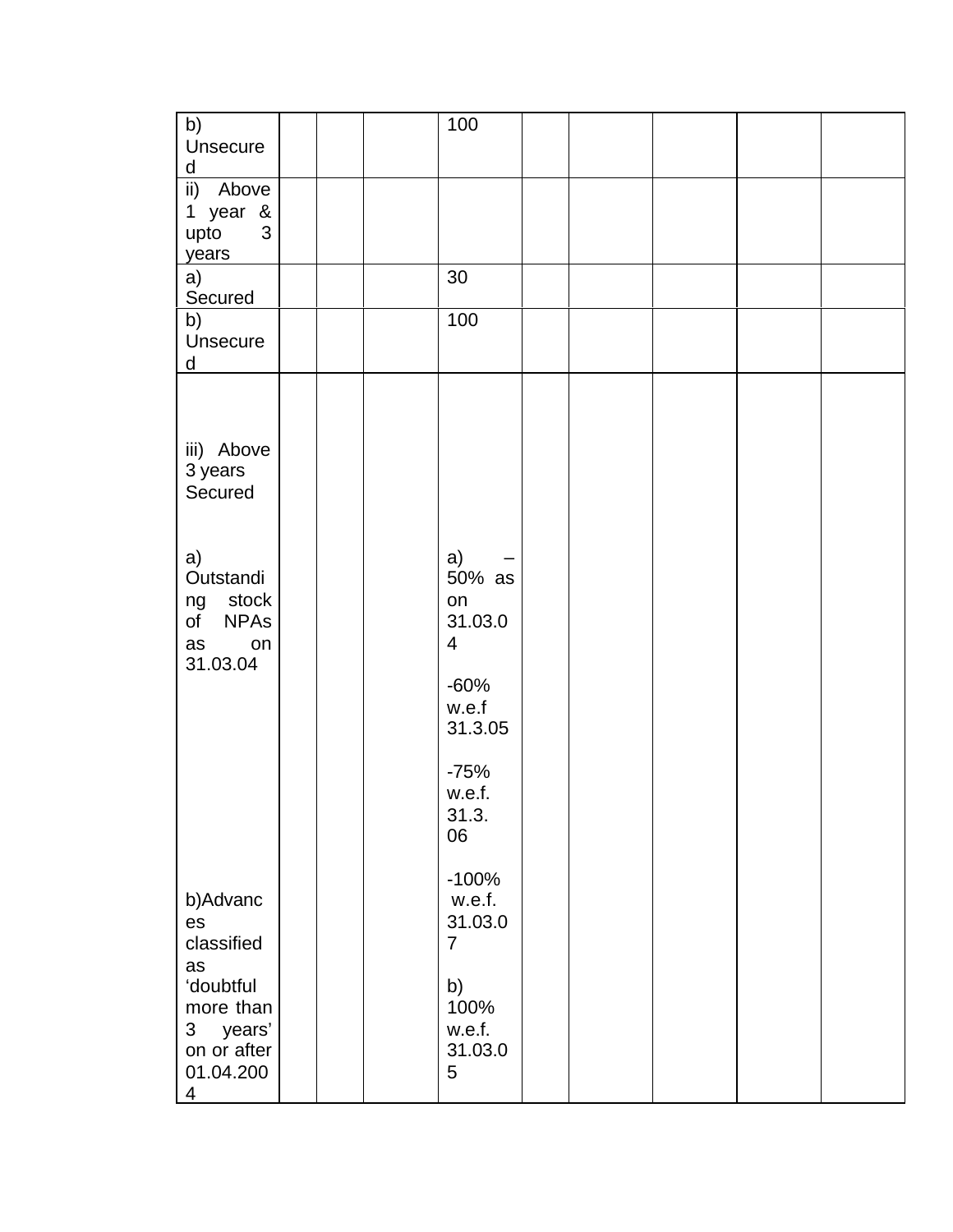| | | | | | | | | | |
|---|---|---|---|---|---|---|---|---|---|
| b) Unsecured | | | | 100 | | | | | |
| ii) Above 1 year & upto 3 years | | | | | | | | | |
| a) Secured | | | | 30 | | | | | |
| b) Unsecured | | | | 100 | | | | | |
| iii) Above 3 years Secured<br><br>a) Outstanding stock of NPAs as on 31.03.04<br><br>b)Advances classified as 'doubtful more than 3 years' on or after 01.04.2004 | | | | a) – 50% as on 31.03.04<br><br>-60% w.e.f 31.3.05<br><br>-75% w.e.f. 31.3.06<br><br>-100% w.e.f. 31.03.07<br><br>b) 100% w.e.f. 31.03.05 | | | | | |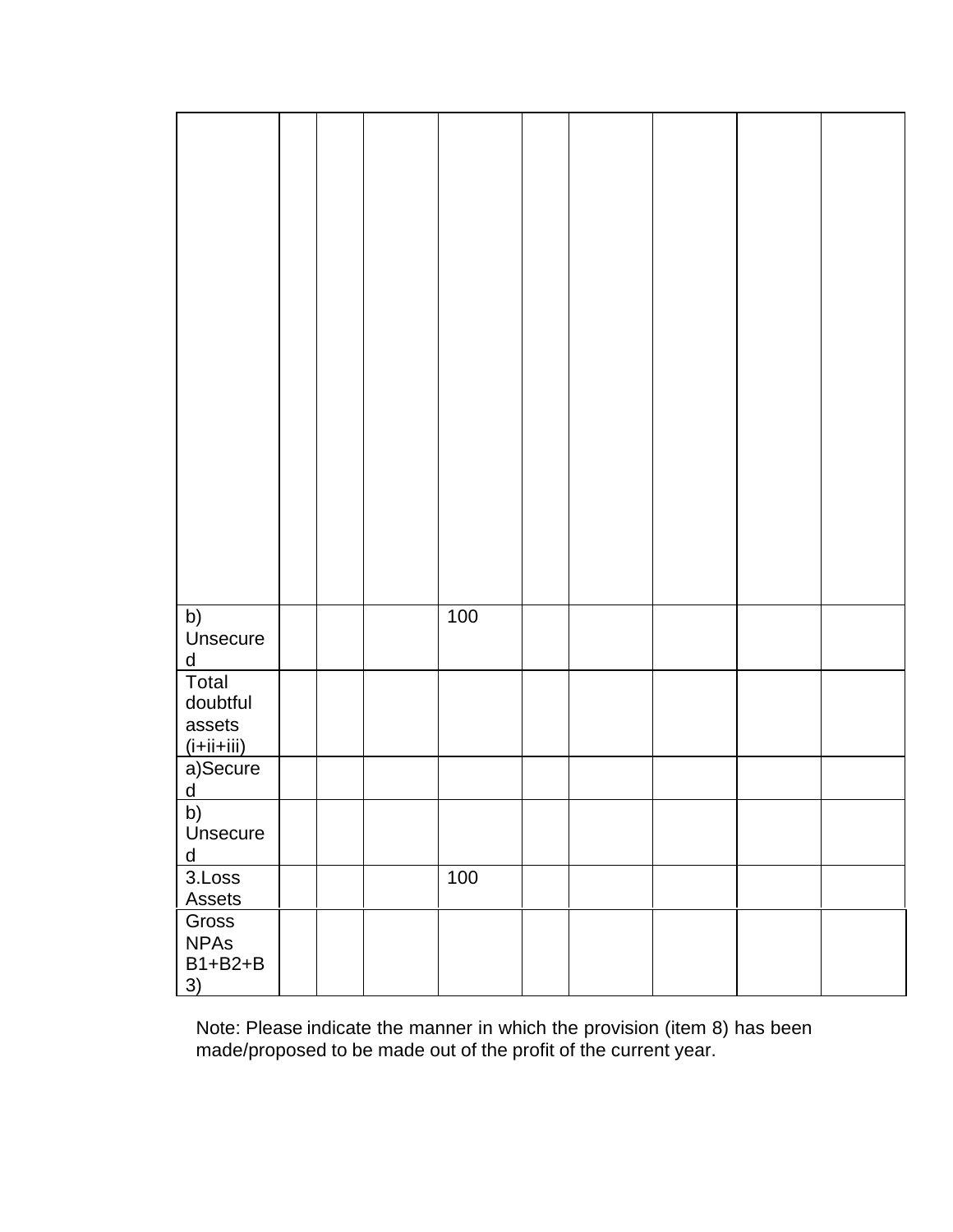| | | | | | | | | | |
|---|---|---|---|---|---|---|---|---|---|
| | | | | | | | | | |
| b) Unsecured | | | | 100 | | | | | |
| Total doubtful assets (i+ii+iii) | | | | | | | | | |
| a)Secured | | | | | | | | | |
| b) Unsecured | | | | | | | | | |
| 3.Loss Assets | | | | 100 | | | | | |
| Gross NPAs B1+B2+B3) | | | | | | | | | |

Note: Please indicate the manner in which the provision (item 8) has been made/proposed to be made out of the profit of the current year.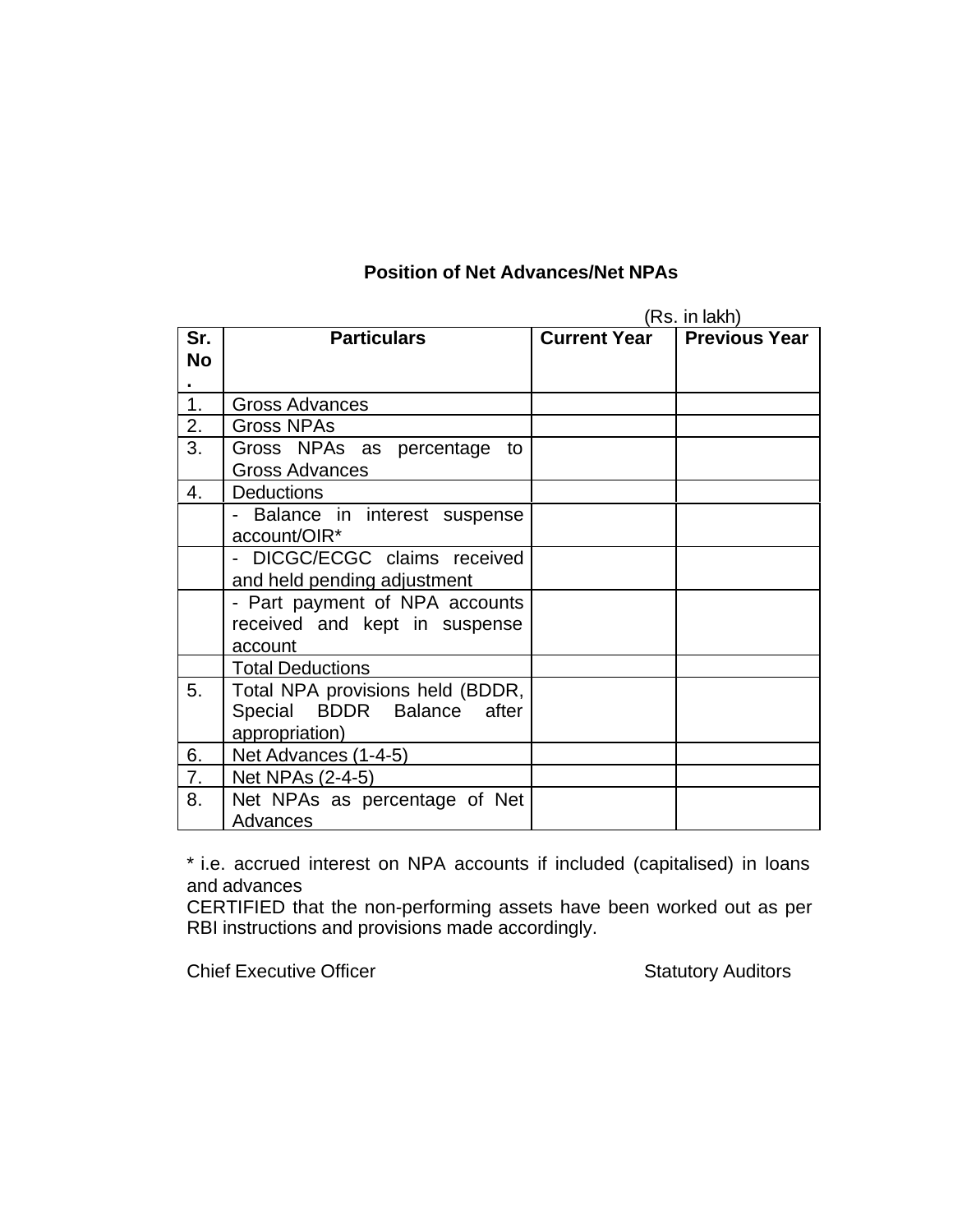**Position of Net Advances/Net NPAs**

(Rs. in lakh)

| Sr. No. | Particulars | Current Year | Previous Year |
|---|---|---|---|
| 1. | Gross Advances | | |
| 2. | Gross NPAs | | |
| 3. | Gross NPAs as percentage to Gross Advances | | |
| 4. | Deductions | | |
| | - Balance in interest suspense account/OIR* | | |
| | - DICGC/ECGC claims received and held pending adjustment | | |
| | - Part payment of NPA accounts received and kept in suspense account | | |
| | Total Deductions | | |
| 5. | Total NPA provisions held (BDDR, Special BDDR Balance after appropriation) | | |
| 6. | Net Advances (1-4-5) | | |
| 7. | Net NPAs (2-4-5) | | |
| 8. | Net NPAs as percentage of Net Advances | | |

* i.e. accrued interest on NPA accounts if included (capitalised) in loans and advances

CERTIFIED that the non-performing assets have been worked out as per RBI instructions and provisions made accordingly.

Chief Executive Officer　　　　　　　　　　Statutory Auditors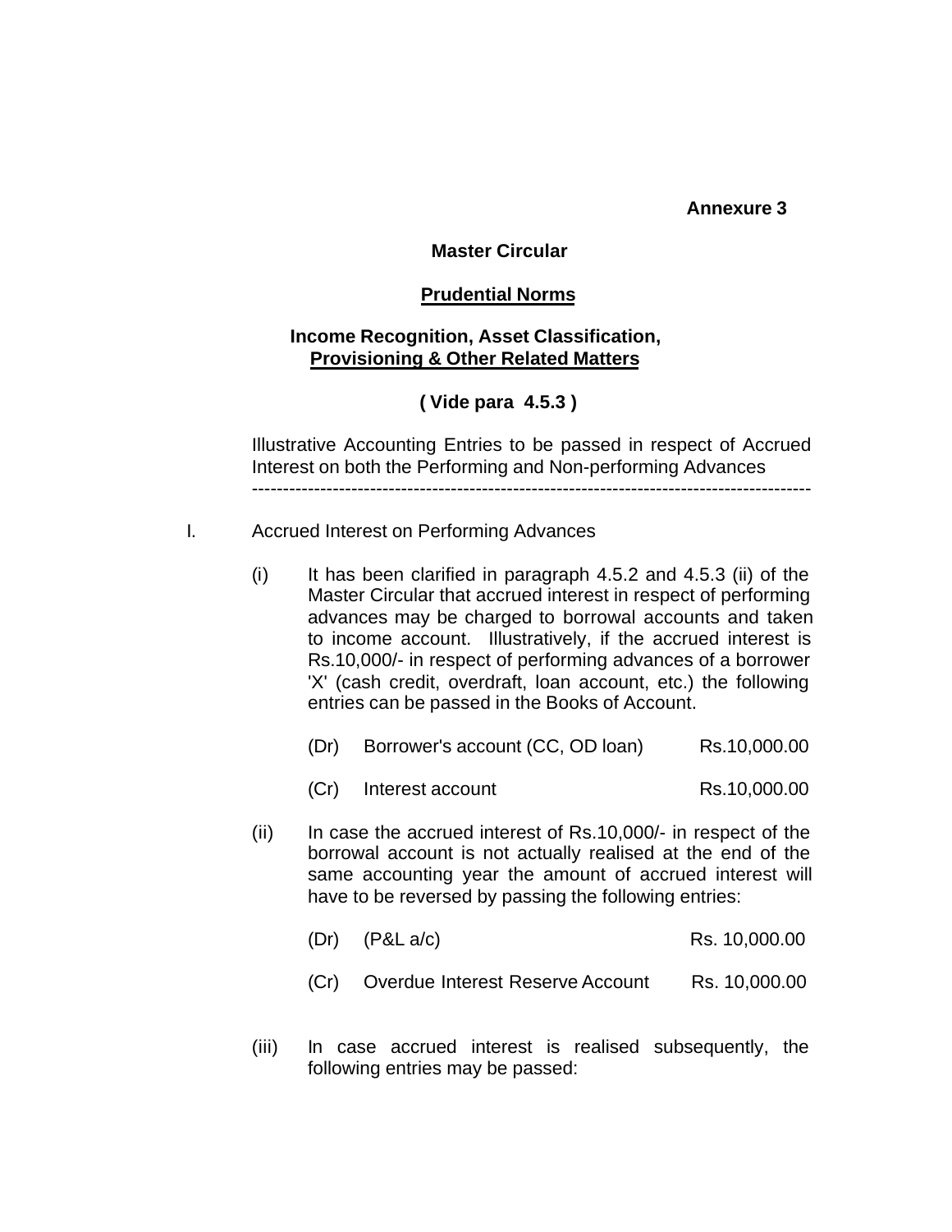**Annexure 3**

**Master Circular**

**Prudential Norms**

**Income Recognition, Asset Classification, Provisioning & Other Related Matters**

**( Vide para 4.5.3 )**

Illustrative Accounting Entries to be passed in respect of Accrued Interest on both the Performing and Non-performing Advances

---

I. Accrued Interest on Performing Advances

(i) It has been clarified in paragraph 4.5.2 and 4.5.3 (ii) of the Master Circular that accrued interest in respect of performing advances may be charged to borrowal accounts and taken to income account. Illustratively, if the accrued interest is Rs.10,000/- in respect of performing advances of a borrower 'X' (cash credit, overdraft, loan account, etc.) the following entries can be passed in the Books of Account.

| | | |
|---|---|---|
| (Dr) | Borrower's account (CC, OD loan) | Rs.10,000.00 |
| (Cr) | Interest account | Rs.10,000.00 |

(ii) In case the accrued interest of Rs.10,000/- in respect of the borrowal account is not actually realised at the end of the same accounting year the amount of accrued interest will have to be reversed by passing the following entries:

| | | |
|---|---|---|
| (Dr) | (P&L a/c) | Rs. 10,000.00 |
| (Cr) | Overdue Interest Reserve Account | Rs. 10,000.00 |

(iii) In case accrued interest is realised subsequently, the following entries may be passed: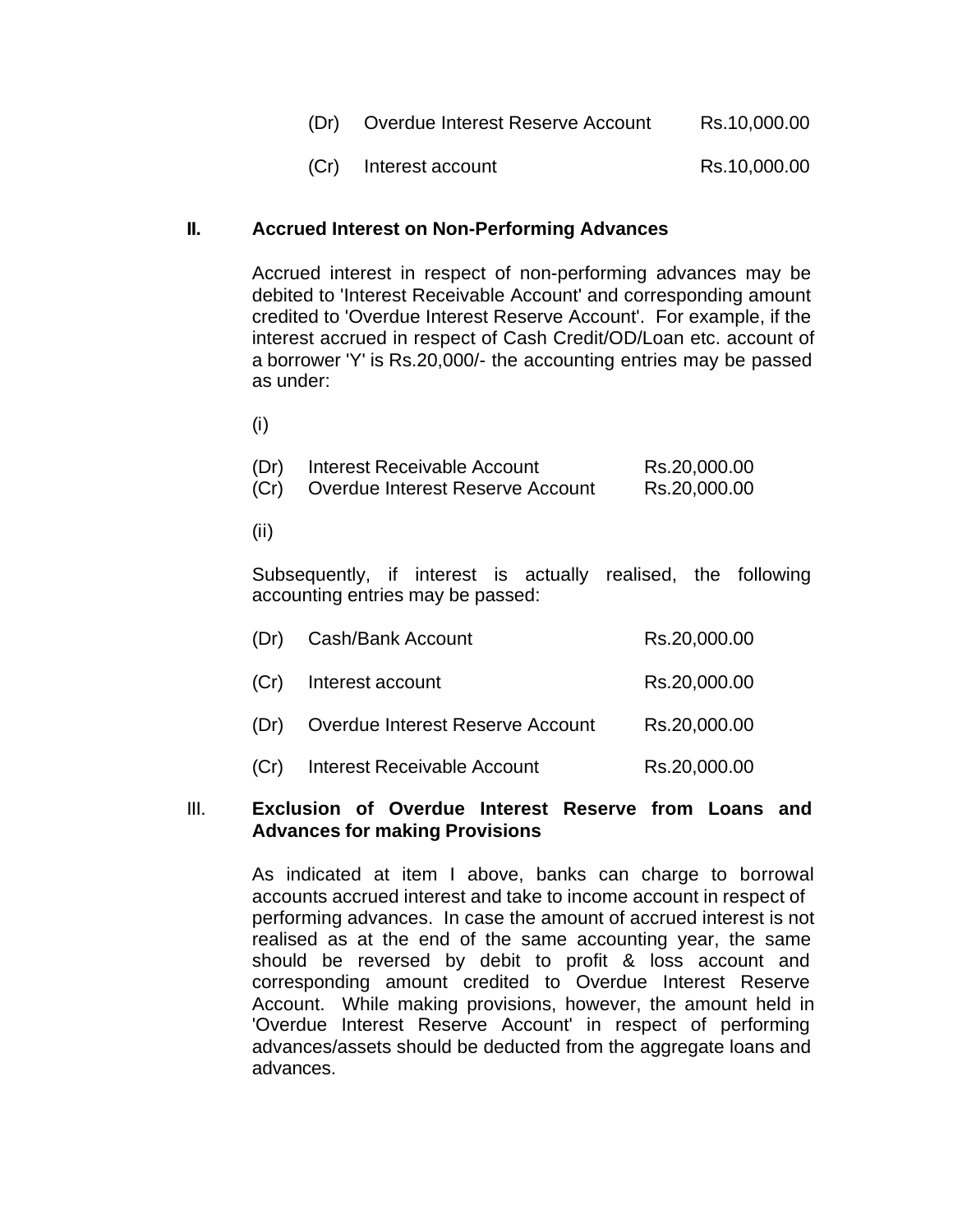| | | |
|---|---|---|
| (Dr) | Overdue Interest Reserve Account | Rs.10,000.00 |
| (Cr) | Interest account | Rs.10,000.00 |

## II. Accrued Interest on Non-Performing Advances

Accrued interest in respect of non-performing advances may be debited to 'Interest Receivable Account' and corresponding amount credited to 'Overdue Interest Reserve Account'. For example, if the interest accrued in respect of Cash Credit/OD/Loan etc. account of a borrower 'Y' is Rs.20,000/- the accounting entries may be passed as under:

(i)

| | | |
|---|---|---|
| (Dr) | Interest Receivable Account | Rs.20,000.00 |
| (Cr) | Overdue Interest Reserve Account | Rs.20,000.00 |

(ii)

Subsequently, if interest is actually realised, the following accounting entries may be passed:

| | | |
|---|---|---|
| (Dr) | Cash/Bank Account | Rs.20,000.00 |
| (Cr) | Interest account | Rs.20,000.00 |
| (Dr) | Overdue Interest Reserve Account | Rs.20,000.00 |
| (Cr) | Interest Receivable Account | Rs.20,000.00 |

## III. Exclusion of Overdue Interest Reserve from Loans and Advances for making Provisions

As indicated at item I above, banks can charge to borrowal accounts accrued interest and take to income account in respect of performing advances. In case the amount of accrued interest is not realised as at the end of the same accounting year, the same should be reversed by debit to profit & loss account and corresponding amount credited to Overdue Interest Reserve Account. While making provisions, however, the amount held in 'Overdue Interest Reserve Account' in respect of performing advances/assets should be deducted from the aggregate loans and advances.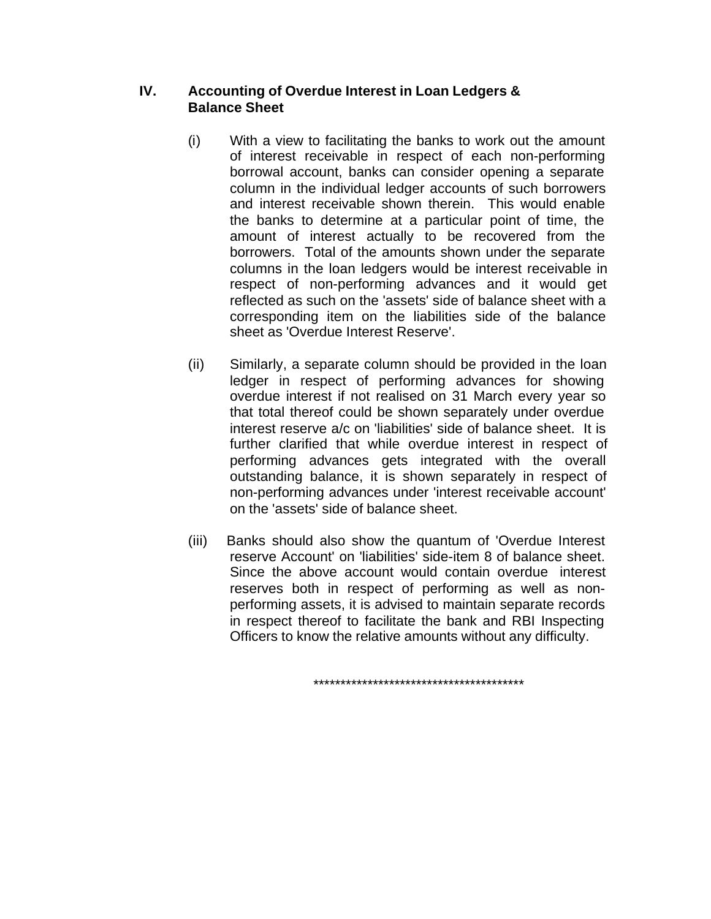## IV. Accounting of Overdue Interest in Loan Ledgers & Balance Sheet

(i) With a view to facilitating the banks to work out the amount of interest receivable in respect of each non-performing borrowal account, banks can consider opening a separate column in the individual ledger accounts of such borrowers and interest receivable shown therein. This would enable the banks to determine at a particular point of time, the amount of interest actually to be recovered from the borrowers. Total of the amounts shown under the separate columns in the loan ledgers would be interest receivable in respect of non-performing advances and it would get reflected as such on the 'assets' side of balance sheet with a corresponding item on the liabilities side of the balance sheet as 'Overdue Interest Reserve'.

(ii) Similarly, a separate column should be provided in the loan ledger in respect of performing advances for showing overdue interest if not realised on 31 March every year so that total thereof could be shown separately under overdue interest reserve a/c on 'liabilities' side of balance sheet. It is further clarified that while overdue interest in respect of performing advances gets integrated with the overall outstanding balance, it is shown separately in respect of non-performing advances under 'interest receivable account' on the 'assets' side of balance sheet.

(iii) Banks should also show the quantum of 'Overdue Interest reserve Account' on 'liabilities' side-item 8 of balance sheet. Since the above account would contain overdue interest reserves both in respect of performing as well as non-performing assets, it is advised to maintain separate records in respect thereof to facilitate the bank and RBI Inspecting Officers to know the relative amounts without any difficulty.

****************************************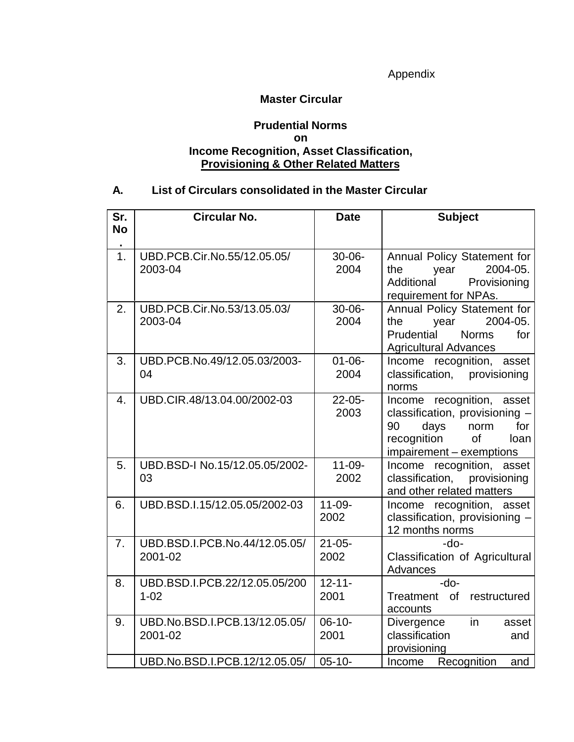Appendix

**Master Circular**

**Prudential Norms**
**on**
**Income Recognition, Asset Classification,**
**Provisioning & Other Related Matters**

**A. List of Circulars consolidated in the Master Circular**

| Sr. No. | Circular No. | Date | Subject |
|---|---|---|---|
| 1. | UBD.PCB.Cir.No.55/12.05.05/ 2003-04 | 30-06-2004 | Annual Policy Statement for the year 2004-05. Additional Provisioning requirement for NPAs. |
| 2. | UBD.PCB.Cir.No.53/13.05.03/ 2003-04 | 30-06-2004 | Annual Policy Statement for the year 2004-05. Prudential Norms for Agricultural Advances |
| 3. | UBD.PCB.No.49/12.05.03/2003-04 | 01-06-2004 | Income recognition, asset classification, provisioning norms |
| 4. | UBD.CIR.48/13.04.00/2002-03 | 22-05-2003 | Income recognition, asset classification, provisioning – 90 days norm for recognition of loan impairement – exemptions |
| 5. | UBD.BSD-I No.15/12.05.05/2002-03 | 11-09-2002 | Income recognition, asset classification, provisioning and other related matters |
| 6. | UBD.BSD.I.15/12.05.05/2002-03 | 11-09-2002 | Income recognition, asset classification, provisioning – 12 months norms |
| 7. | UBD.BSD.I.PCB.No.44/12.05.05/ 2001-02 | 21-05-2002 | -do- Classification of Agricultural Advances |
| 8. | UBD.BSD.I.PCB.22/12.05.05/2001-02 | 12-11-2001 | -do- Treatment of restructured accounts |
| 9. | UBD.No.BSD.I.PCB.13/12.05.05/ 2001-02 | 06-10-2001 | Divergence in asset classification and provisioning |
| | UBD.No.BSD.I.PCB.12/12.05.05/ | 05-10- | Income Recognition and |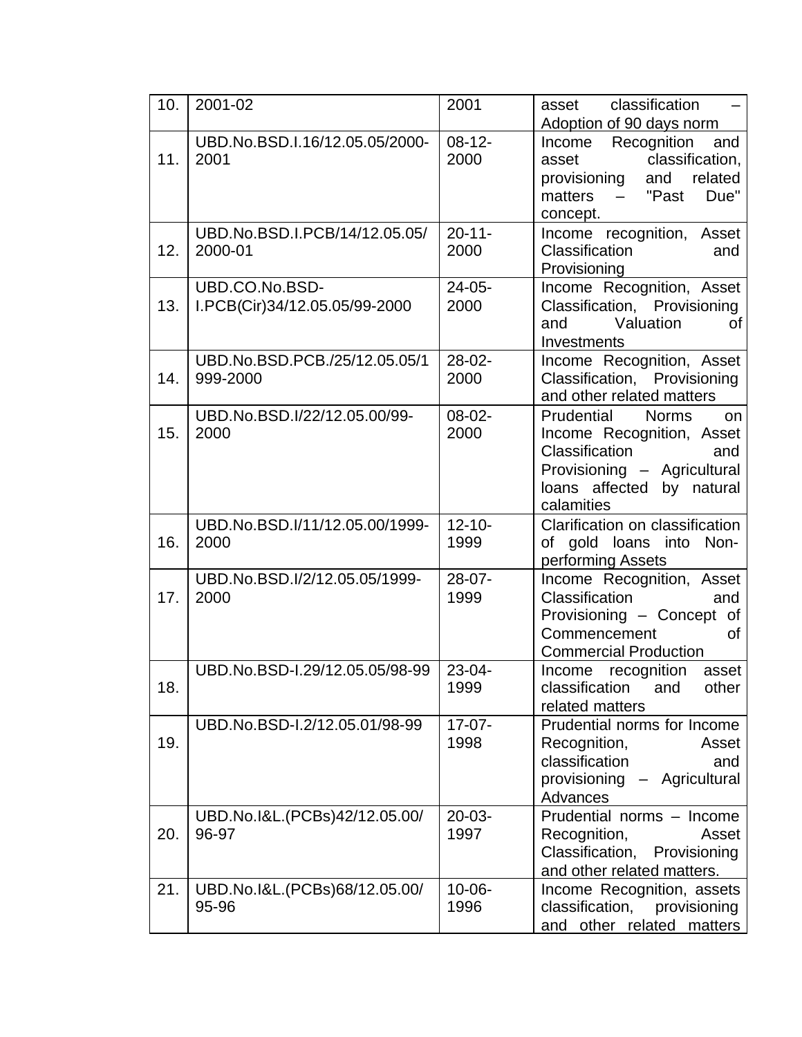| 10. | 2001-02 | 2001 | asset classification – Adoption of 90 days norm |
|---|---|---|---|
| 11. | UBD.No.BSD.I.16/12.05.05/2000-2001 | 08-12-2000 | Income Recognition and asset classification, provisioning and related matters – "Past Due" concept. |
| 12. | UBD.No.BSD.I.PCB/14/12.05.05/2000-01 | 20-11-2000 | Income recognition, Asset Classification and Provisioning |
| 13. | UBD.CO.No.BSD-I.PCB(Cir)34/12.05.05/99-2000 | 24-05-2000 | Income Recognition, Asset Classification, Provisioning and Valuation of Investments |
| 14. | UBD.No.BSD.PCB./25/12.05.05/1999-2000 | 28-02-2000 | Income Recognition, Asset Classification, Provisioning and other related matters |
| 15. | UBD.No.BSD.I/22/12.05.00/99-2000 | 08-02-2000 | Prudential Norms on Income Recognition, Asset Classification and Provisioning – Agricultural loans affected by natural calamities |
| 16. | UBD.No.BSD.I/11/12.05.00/1999-2000 | 12-10-1999 | Clarification on classification of gold loans into Non-performing Assets |
| 17. | UBD.No.BSD.I/2/12.05.05/1999-2000 | 28-07-1999 | Income Recognition, Asset Classification and Provisioning – Concept of Commencement of Commercial Production |
| 18. | UBD.No.BSD-I.29/12.05.05/98-99 | 23-04-1999 | Income recognition asset classification and other related matters |
| 19. | UBD.No.BSD-I.2/12.05.01/98-99 | 17-07-1998 | Prudential norms for Income Recognition, Asset classification and provisioning – Agricultural Advances |
| 20. | UBD.No.I&L.(PCBs)42/12.05.00/96-97 | 20-03-1997 | Prudential norms – Income Recognition, Asset Classification, Provisioning and other related matters. |
| 21. | UBD.No.I&L.(PCBs)68/12.05.00/95-96 | 10-06-1996 | Income Recognition, assets classification, provisioning and other related matters |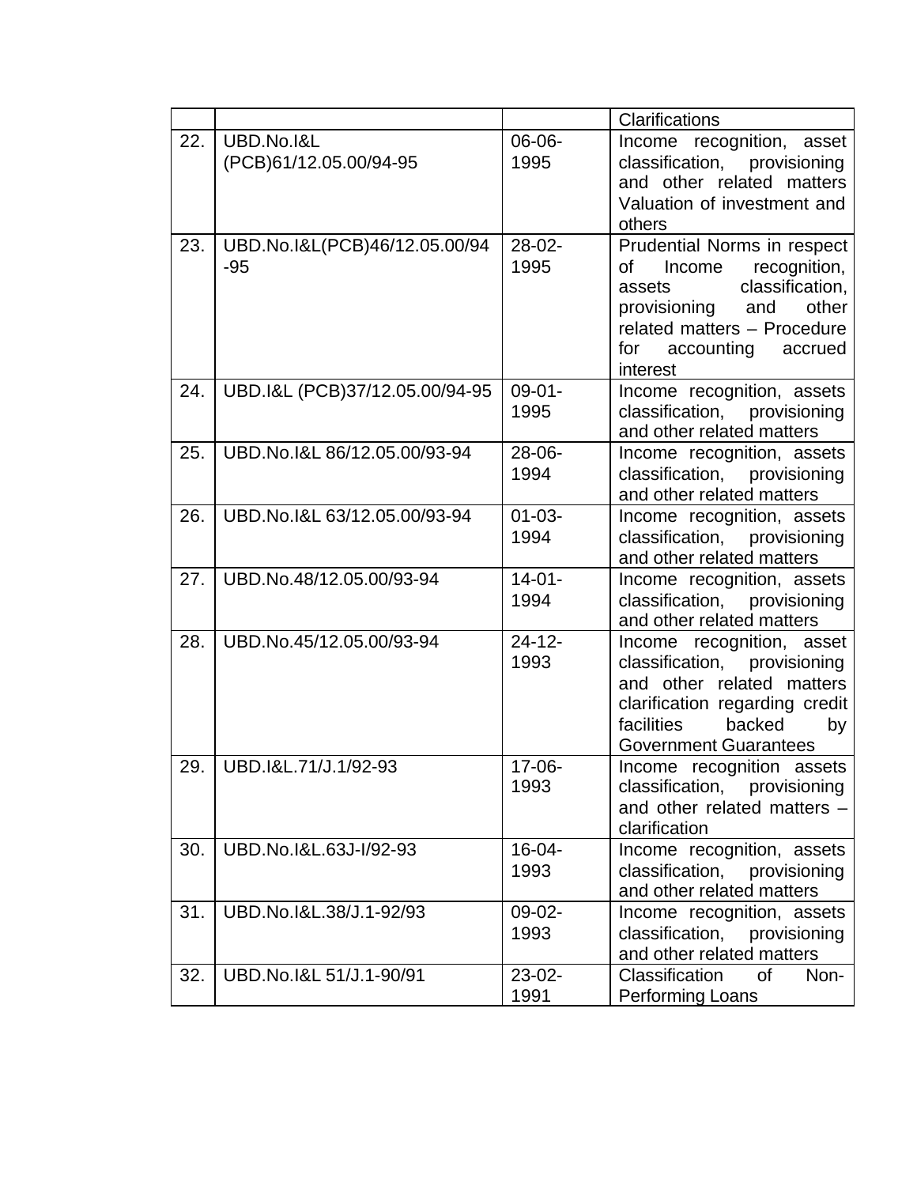| | | | Clarifications |
|---|---|---|---|
| 22. | UBD.No.I&L (PCB)61/12.05.00/94-95 | 06-06-1995 | Income recognition, asset classification, provisioning and other related matters Valuation of investment and others |
| 23. | UBD.No.I&L(PCB)46/12.05.00/94-95 | 28-02-1995 | Prudential Norms in respect of Income recognition, assets classification, provisioning and other related matters – Procedure for accounting accrued interest |
| 24. | UBD.I&L (PCB)37/12.05.00/94-95 | 09-01-1995 | Income recognition, assets classification, provisioning and other related matters |
| 25. | UBD.No.I&L 86/12.05.00/93-94 | 28-06-1994 | Income recognition, assets classification, provisioning and other related matters |
| 26. | UBD.No.I&L 63/12.05.00/93-94 | 01-03-1994 | Income recognition, assets classification, provisioning and other related matters |
| 27. | UBD.No.48/12.05.00/93-94 | 14-01-1994 | Income recognition, assets classification, provisioning and other related matters |
| 28. | UBD.No.45/12.05.00/93-94 | 24-12-1993 | Income recognition, asset classification, provisioning and other related matters clarification regarding credit facilities backed by Government Guarantees |
| 29. | UBD.I&L.71/J.1/92-93 | 17-06-1993 | Income recognition assets classification, provisioning and other related matters – clarification |
| 30. | UBD.No.I&L.63J-I/92-93 | 16-04-1993 | Income recognition, assets classification, provisioning and other related matters |
| 31. | UBD.No.I&L.38/J.1-92/93 | 09-02-1993 | Income recognition, assets classification, provisioning and other related matters |
| 32. | UBD.No.I&L 51/J.1-90/91 | 23-02-1991 | Classification of Non-Performing Loans |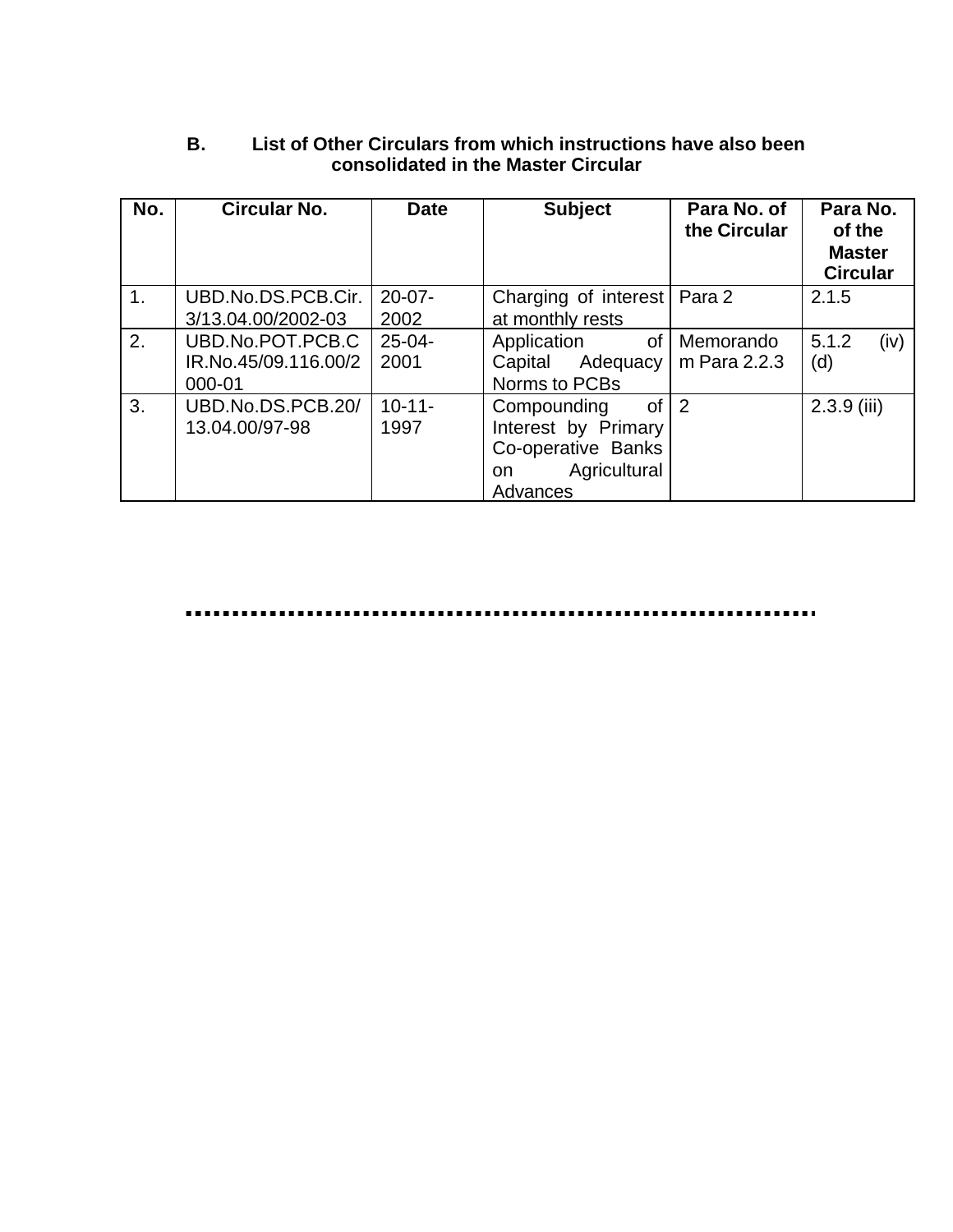## B. List of Other Circulars from which instructions have also been consolidated in the Master Circular

| No. | Circular No. | Date | Subject | Para No. of the Circular | Para No. of the Master Circular |
|---|---|---|---|---|---|
| 1. | UBD.No.DS.PCB.Cir.3/13.04.00/2002-03 | 20-07-2002 | Charging of interest at monthly rests | Para 2 | 2.1.5 |
| 2. | UBD.No.POT.PCB.CIR.No.45/09.116.00/2000-01 | 25-04-2001 | Application of Capital Adequacy Norms to PCBs | Memorandom Para 2.2.3 | 5.1.2 (iv)(d) |
| 3. | UBD.No.DS.PCB.20/13.04.00/97-98 | 10-11-1997 | Compounding of Interest by Primary Co-operative Banks on Agricultural Advances | 2 | 2.3.9 (iii) |